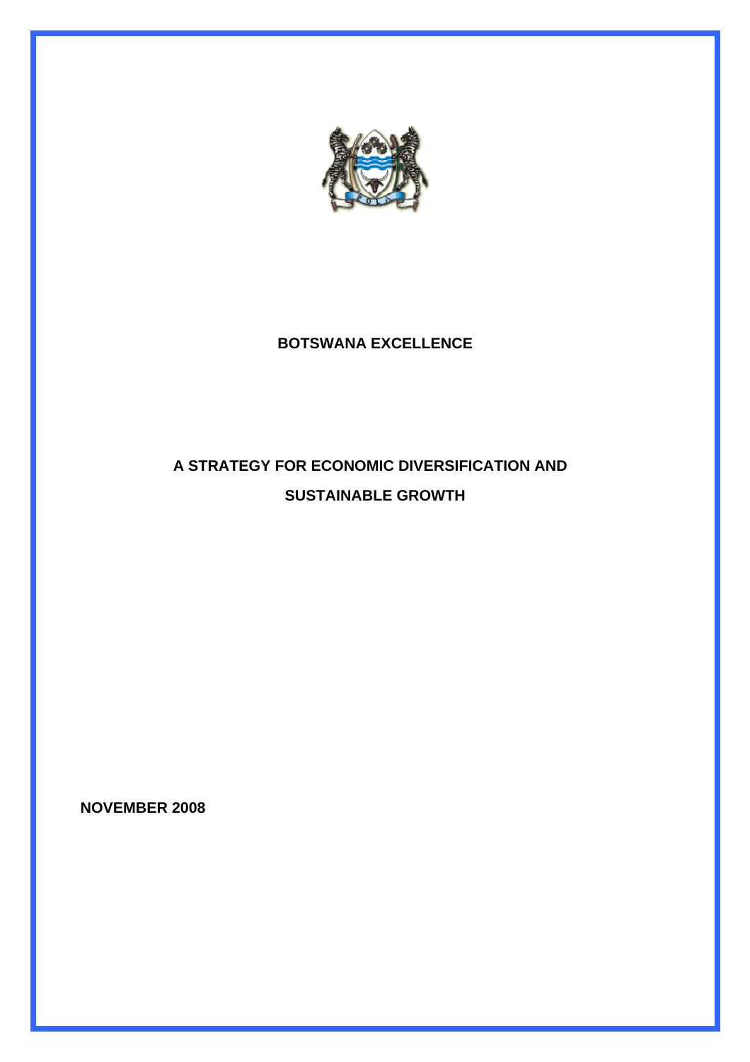# BOTSWANA EXCELLENCE

## A STRATEGY FOR ECONOMIC DIVERSIFICATION AND SUSTAINABLE GROWTH

**NOVEMBER 2008**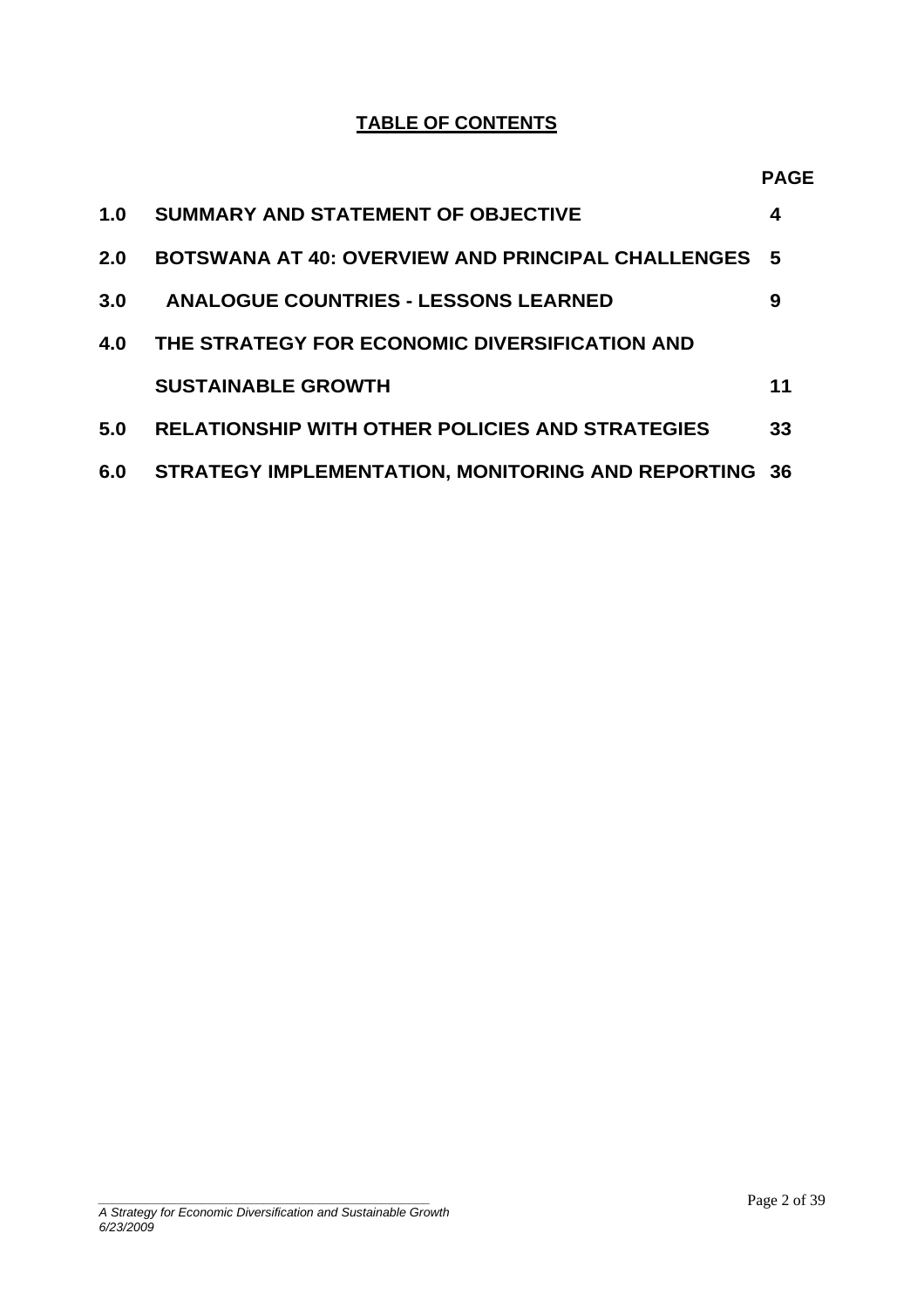**TABLE OF CONTENTS**

| | | PAGE |
|---|---|---|
| **1.0** | **SUMMARY AND STATEMENT OF OBJECTIVE** | **4** |
| **2.0** | **BOTSWANA AT 40: OVERVIEW AND PRINCIPAL CHALLENGES** | **5** |
| **3.0** | **ANALOGUE COUNTRIES - LESSONS LEARNED** | **9** |
| **4.0** | **THE STRATEGY FOR ECONOMIC DIVERSIFICATION AND SUSTAINABLE GROWTH** | **11** |
| **5.0** | **RELATIONSHIP WITH OTHER POLICIES AND STRATEGIES** | **33** |
| **6.0** | **STRATEGY IMPLEMENTATION, MONITORING AND REPORTING** | **36** |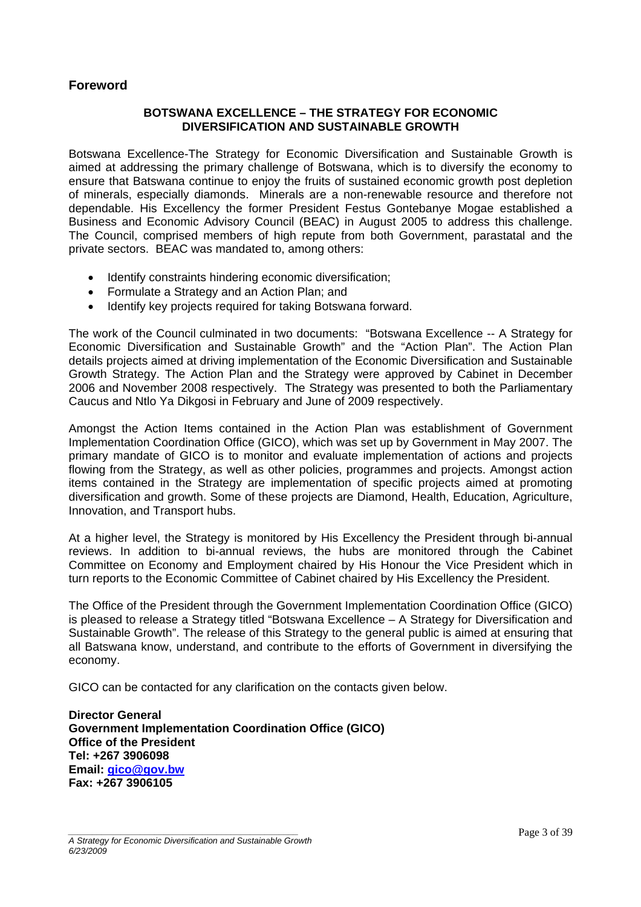## Foreword

**BOTSWANA EXCELLENCE – THE STRATEGY FOR ECONOMIC DIVERSIFICATION AND SUSTAINABLE GROWTH**

Botswana Excellence-The Strategy for Economic Diversification and Sustainable Growth is aimed at addressing the primary challenge of Botswana, which is to diversify the economy to ensure that Batswana continue to enjoy the fruits of sustained economic growth post depletion of minerals, especially diamonds. Minerals are a non-renewable resource and therefore not dependable. His Excellency the former President Festus Gontebanye Mogae established a Business and Economic Advisory Council (BEAC) in August 2005 to address this challenge. The Council, comprised members of high repute from both Government, parastatal and the private sectors. BEAC was mandated to, among others:

- Identify constraints hindering economic diversification;
- Formulate a Strategy and an Action Plan; and
- Identify key projects required for taking Botswana forward.

The work of the Council culminated in two documents: "Botswana Excellence -- A Strategy for Economic Diversification and Sustainable Growth" and the "Action Plan". The Action Plan details projects aimed at driving implementation of the Economic Diversification and Sustainable Growth Strategy. The Action Plan and the Strategy were approved by Cabinet in December 2006 and November 2008 respectively. The Strategy was presented to both the Parliamentary Caucus and Ntlo Ya Dikgosi in February and June of 2009 respectively.

Amongst the Action Items contained in the Action Plan was establishment of Government Implementation Coordination Office (GICO), which was set up by Government in May 2007. The primary mandate of GICO is to monitor and evaluate implementation of actions and projects flowing from the Strategy, as well as other policies, programmes and projects. Amongst action items contained in the Strategy are implementation of specific projects aimed at promoting diversification and growth. Some of these projects are Diamond, Health, Education, Agriculture, Innovation, and Transport hubs.

At a higher level, the Strategy is monitored by His Excellency the President through bi-annual reviews. In addition to bi-annual reviews, the hubs are monitored through the Cabinet Committee on Economy and Employment chaired by His Honour the Vice President which in turn reports to the Economic Committee of Cabinet chaired by His Excellency the President.

The Office of the President through the Government Implementation Coordination Office (GICO) is pleased to release a Strategy titled "Botswana Excellence – A Strategy for Diversification and Sustainable Growth". The release of this Strategy to the general public is aimed at ensuring that all Batswana know, understand, and contribute to the efforts of Government in diversifying the economy.

GICO can be contacted for any clarification on the contacts given below.

**Director General**
**Government Implementation Coordination Office (GICO)**
**Office of the President**
**Tel: +267 3906098**
**Email: gico@gov.bw**
**Fax: +267 3906105**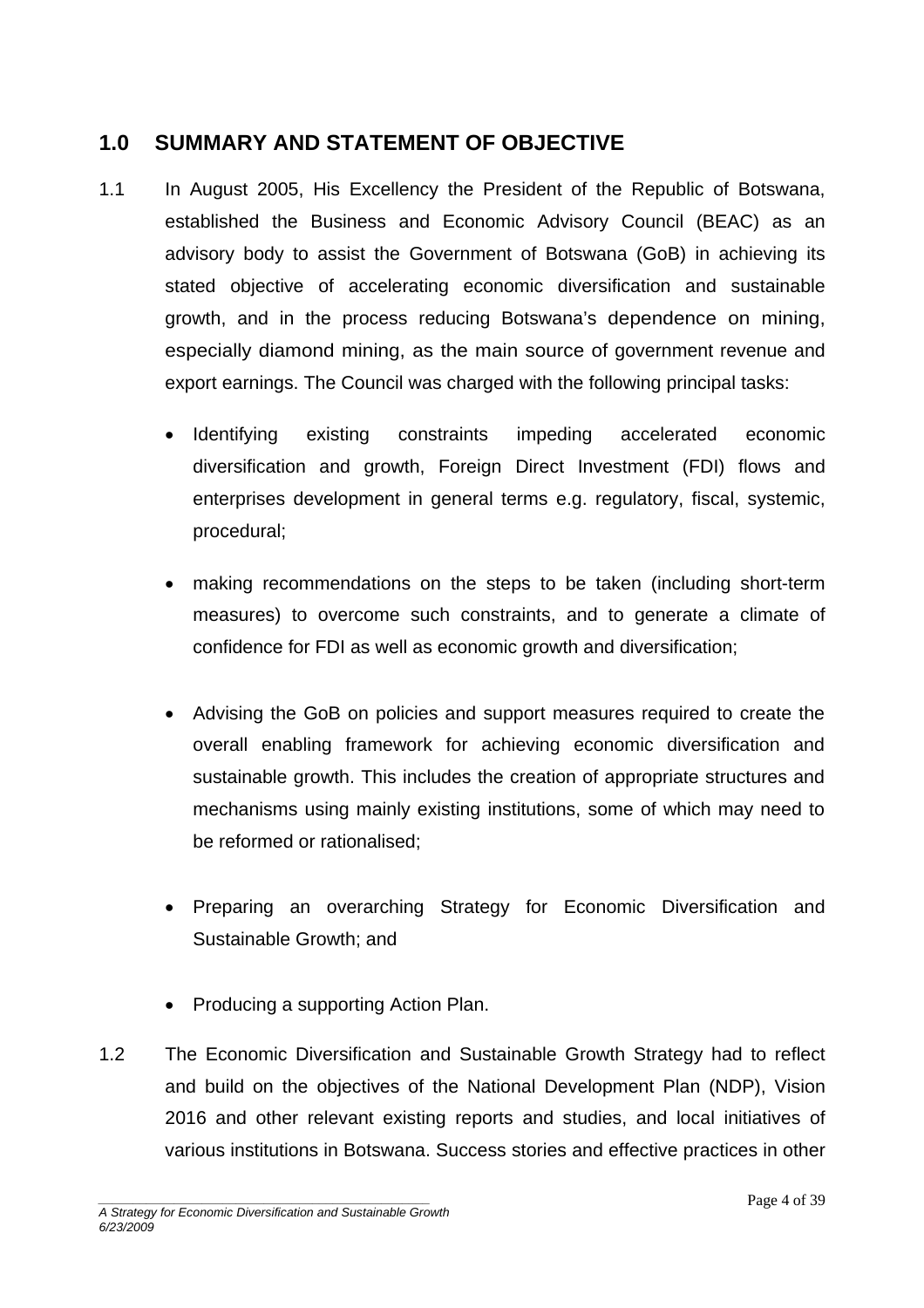## 1.0 SUMMARY AND STATEMENT OF OBJECTIVE

1.1 In August 2005, His Excellency the President of the Republic of Botswana, established the Business and Economic Advisory Council (BEAC) as an advisory body to assist the Government of Botswana (GoB) in achieving its stated objective of accelerating economic diversification and sustainable growth, and in the process reducing Botswana's dependence on mining, especially diamond mining, as the main source of government revenue and export earnings. The Council was charged with the following principal tasks:

- Identifying existing constraints impeding accelerated economic diversification and growth, Foreign Direct Investment (FDI) flows and enterprises development in general terms e.g. regulatory, fiscal, systemic, procedural;
- making recommendations on the steps to be taken (including short-term measures) to overcome such constraints, and to generate a climate of confidence for FDI as well as economic growth and diversification;
- Advising the GoB on policies and support measures required to create the overall enabling framework for achieving economic diversification and sustainable growth. This includes the creation of appropriate structures and mechanisms using mainly existing institutions, some of which may need to be reformed or rationalised;
- Preparing an overarching Strategy for Economic Diversification and Sustainable Growth; and
- Producing a supporting Action Plan.

1.2 The Economic Diversification and Sustainable Growth Strategy had to reflect and build on the objectives of the National Development Plan (NDP), Vision 2016 and other relevant existing reports and studies, and local initiatives of various institutions in Botswana. Success stories and effective practices in other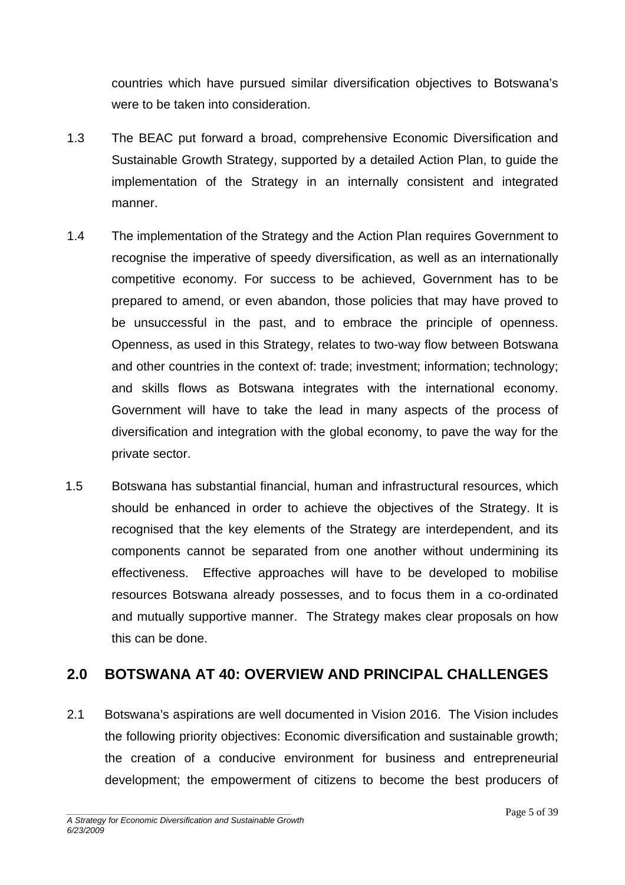countries which have pursued similar diversification objectives to Botswana's were to be taken into consideration.

1.3 The BEAC put forward a broad, comprehensive Economic Diversification and Sustainable Growth Strategy, supported by a detailed Action Plan, to guide the implementation of the Strategy in an internally consistent and integrated manner.

1.4 The implementation of the Strategy and the Action Plan requires Government to recognise the imperative of speedy diversification, as well as an internationally competitive economy. For success to be achieved, Government has to be prepared to amend, or even abandon, those policies that may have proved to be unsuccessful in the past, and to embrace the principle of openness. Openness, as used in this Strategy, relates to two-way flow between Botswana and other countries in the context of: trade; investment; information; technology; and skills flows as Botswana integrates with the international economy. Government will have to take the lead in many aspects of the process of diversification and integration with the global economy, to pave the way for the private sector.

1.5 Botswana has substantial financial, human and infrastructural resources, which should be enhanced in order to achieve the objectives of the Strategy. It is recognised that the key elements of the Strategy are interdependent, and its components cannot be separated from one another without undermining its effectiveness. Effective approaches will have to be developed to mobilise resources Botswana already possesses, and to focus them in a co-ordinated and mutually supportive manner. The Strategy makes clear proposals on how this can be done.

## 2.0 BOTSWANA AT 40: OVERVIEW AND PRINCIPAL CHALLENGES

2.1 Botswana's aspirations are well documented in Vision 2016. The Vision includes the following priority objectives: Economic diversification and sustainable growth; the creation of a conducive environment for business and entrepreneurial development; the empowerment of citizens to become the best producers of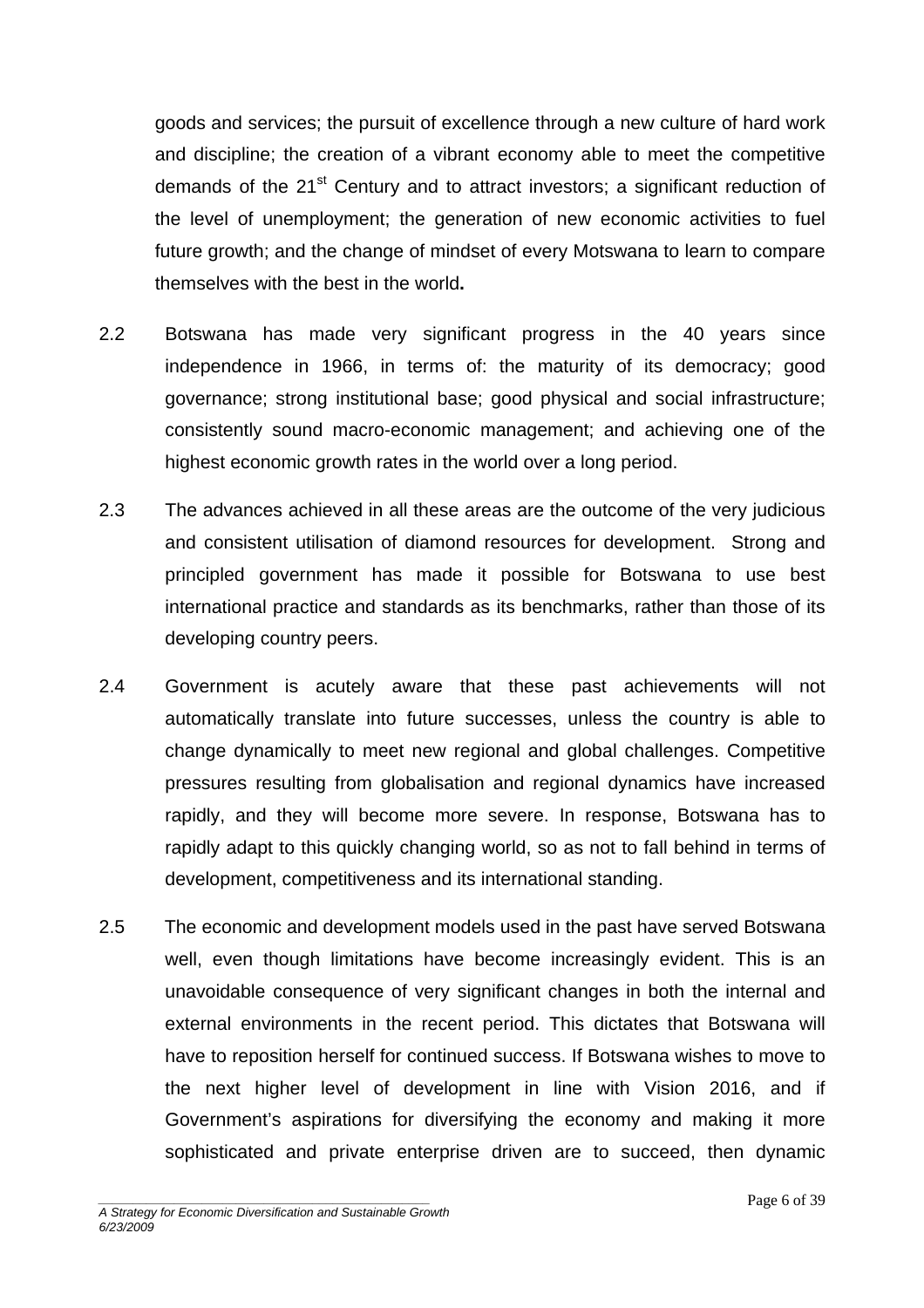goods and services; the pursuit of excellence through a new culture of hard work and discipline; the creation of a vibrant economy able to meet the competitive demands of the 21st Century and to attract investors; a significant reduction of the level of unemployment; the generation of new economic activities to fuel future growth; and the change of mindset of every Motswana to learn to compare themselves with the best in the world**.**

2.2 Botswana has made very significant progress in the 40 years since independence in 1966, in terms of: the maturity of its democracy; good governance; strong institutional base; good physical and social infrastructure; consistently sound macro-economic management; and achieving one of the highest economic growth rates in the world over a long period.

2.3 The advances achieved in all these areas are the outcome of the very judicious and consistent utilisation of diamond resources for development. Strong and principled government has made it possible for Botswana to use best international practice and standards as its benchmarks, rather than those of its developing country peers.

2.4 Government is acutely aware that these past achievements will not automatically translate into future successes, unless the country is able to change dynamically to meet new regional and global challenges. Competitive pressures resulting from globalisation and regional dynamics have increased rapidly, and they will become more severe. In response, Botswana has to rapidly adapt to this quickly changing world, so as not to fall behind in terms of development, competitiveness and its international standing.

2.5 The economic and development models used in the past have served Botswana well, even though limitations have become increasingly evident. This is an unavoidable consequence of very significant changes in both the internal and external environments in the recent period. This dictates that Botswana will have to reposition herself for continued success. If Botswana wishes to move to the next higher level of development in line with Vision 2016, and if Government's aspirations for diversifying the economy and making it more sophisticated and private enterprise driven are to succeed, then dynamic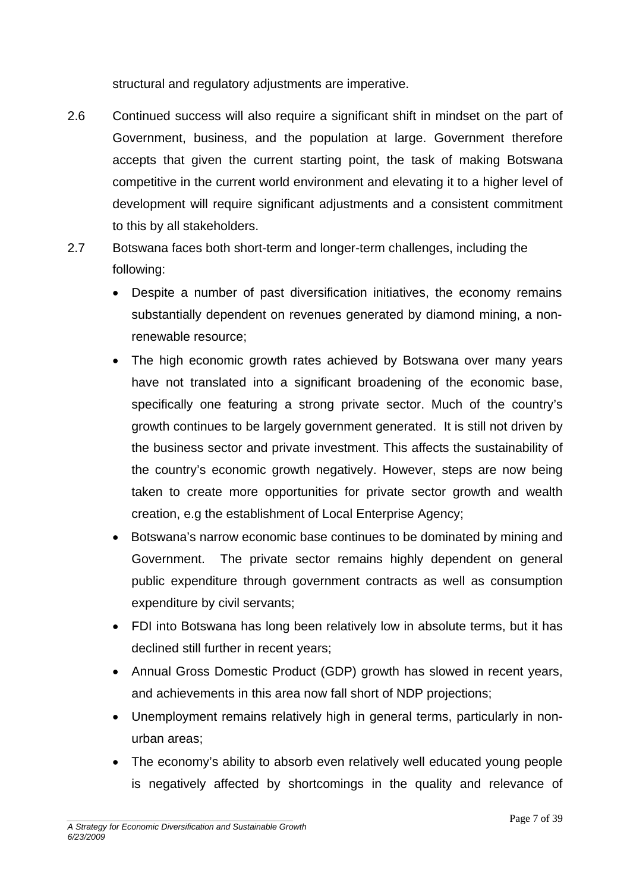structural and regulatory adjustments are imperative.

2.6 Continued success will also require a significant shift in mindset on the part of Government, business, and the population at large. Government therefore accepts that given the current starting point, the task of making Botswana competitive in the current world environment and elevating it to a higher level of development will require significant adjustments and a consistent commitment to this by all stakeholders.

2.7 Botswana faces both short-term and longer-term challenges, including the following:

- Despite a number of past diversification initiatives, the economy remains substantially dependent on revenues generated by diamond mining, a non-renewable resource;
- The high economic growth rates achieved by Botswana over many years have not translated into a significant broadening of the economic base, specifically one featuring a strong private sector. Much of the country's growth continues to be largely government generated. It is still not driven by the business sector and private investment. This affects the sustainability of the country's economic growth negatively. However, steps are now being taken to create more opportunities for private sector growth and wealth creation, e.g the establishment of Local Enterprise Agency;
- Botswana's narrow economic base continues to be dominated by mining and Government. The private sector remains highly dependent on general public expenditure through government contracts as well as consumption expenditure by civil servants;
- FDI into Botswana has long been relatively low in absolute terms, but it has declined still further in recent years;
- Annual Gross Domestic Product (GDP) growth has slowed in recent years, and achievements in this area now fall short of NDP projections;
- Unemployment remains relatively high in general terms, particularly in non-urban areas;
- The economy's ability to absorb even relatively well educated young people is negatively affected by shortcomings in the quality and relevance of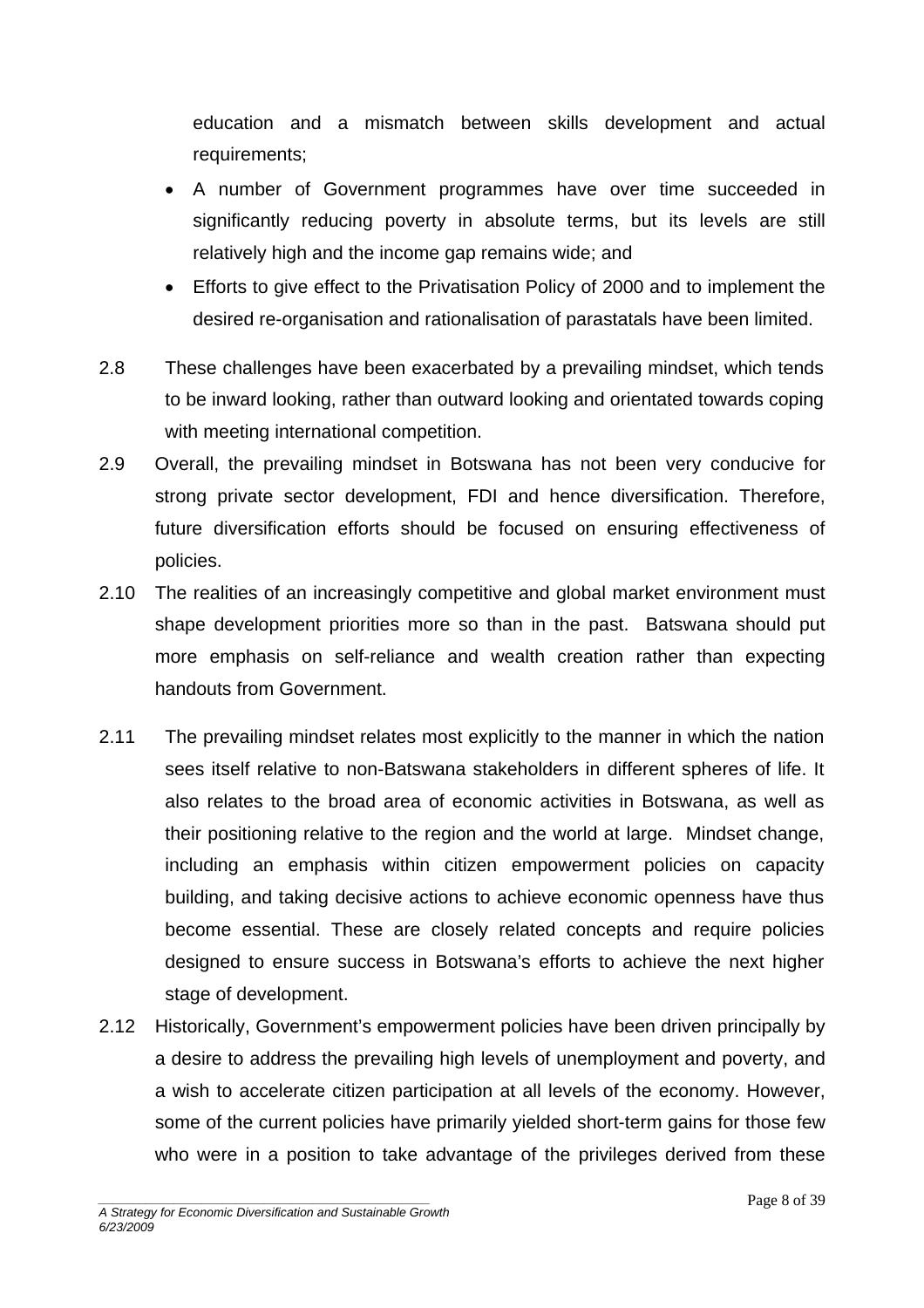education and a mismatch between skills development and actual requirements;

- A number of Government programmes have over time succeeded in significantly reducing poverty in absolute terms, but its levels are still relatively high and the income gap remains wide; and
- Efforts to give effect to the Privatisation Policy of 2000 and to implement the desired re-organisation and rationalisation of parastatals have been limited.

2.8 These challenges have been exacerbated by a prevailing mindset, which tends to be inward looking, rather than outward looking and orientated towards coping with meeting international competition.

2.9 Overall, the prevailing mindset in Botswana has not been very conducive for strong private sector development, FDI and hence diversification. Therefore, future diversification efforts should be focused on ensuring effectiveness of policies.

2.10 The realities of an increasingly competitive and global market environment must shape development priorities more so than in the past. Batswana should put more emphasis on self-reliance and wealth creation rather than expecting handouts from Government.

2.11 The prevailing mindset relates most explicitly to the manner in which the nation sees itself relative to non-Batswana stakeholders in different spheres of life. It also relates to the broad area of economic activities in Botswana, as well as their positioning relative to the region and the world at large. Mindset change, including an emphasis within citizen empowerment policies on capacity building, and taking decisive actions to achieve economic openness have thus become essential. These are closely related concepts and require policies designed to ensure success in Botswana's efforts to achieve the next higher stage of development.

2.12 Historically, Government's empowerment policies have been driven principally by a desire to address the prevailing high levels of unemployment and poverty, and a wish to accelerate citizen participation at all levels of the economy. However, some of the current policies have primarily yielded short-term gains for those few who were in a position to take advantage of the privileges derived from these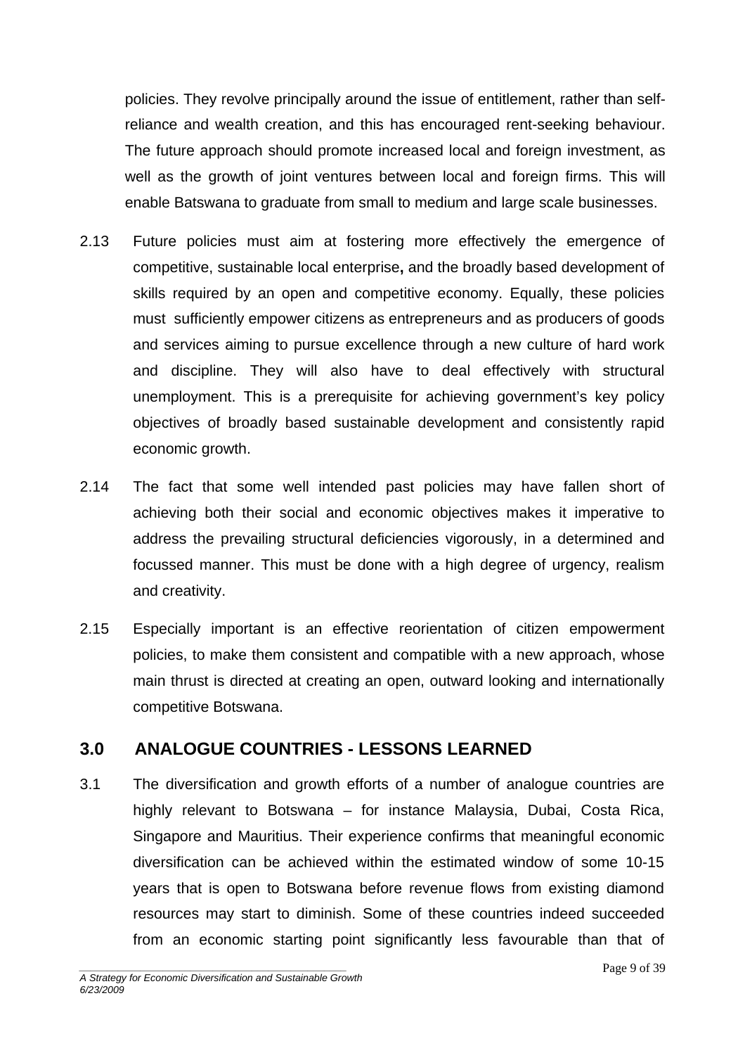policies. They revolve principally around the issue of entitlement, rather than self-reliance and wealth creation, and this has encouraged rent-seeking behaviour. The future approach should promote increased local and foreign investment, as well as the growth of joint ventures between local and foreign firms. This will enable Batswana to graduate from small to medium and large scale businesses.

2.13 Future policies must aim at fostering more effectively the emergence of competitive, sustainable local enterprise**,** and the broadly based development of skills required by an open and competitive economy. Equally, these policies must sufficiently empower citizens as entrepreneurs and as producers of goods and services aiming to pursue excellence through a new culture of hard work and discipline. They will also have to deal effectively with structural unemployment. This is a prerequisite for achieving government's key policy objectives of broadly based sustainable development and consistently rapid economic growth.

2.14 The fact that some well intended past policies may have fallen short of achieving both their social and economic objectives makes it imperative to address the prevailing structural deficiencies vigorously, in a determined and focussed manner. This must be done with a high degree of urgency, realism and creativity.

2.15 Especially important is an effective reorientation of citizen empowerment policies, to make them consistent and compatible with a new approach, whose main thrust is directed at creating an open, outward looking and internationally competitive Botswana.

## 3.0 ANALOGUE COUNTRIES - LESSONS LEARNED

3.1 The diversification and growth efforts of a number of analogue countries are highly relevant to Botswana – for instance Malaysia, Dubai, Costa Rica, Singapore and Mauritius. Their experience confirms that meaningful economic diversification can be achieved within the estimated window of some 10-15 years that is open to Botswana before revenue flows from existing diamond resources may start to diminish. Some of these countries indeed succeeded from an economic starting point significantly less favourable than that of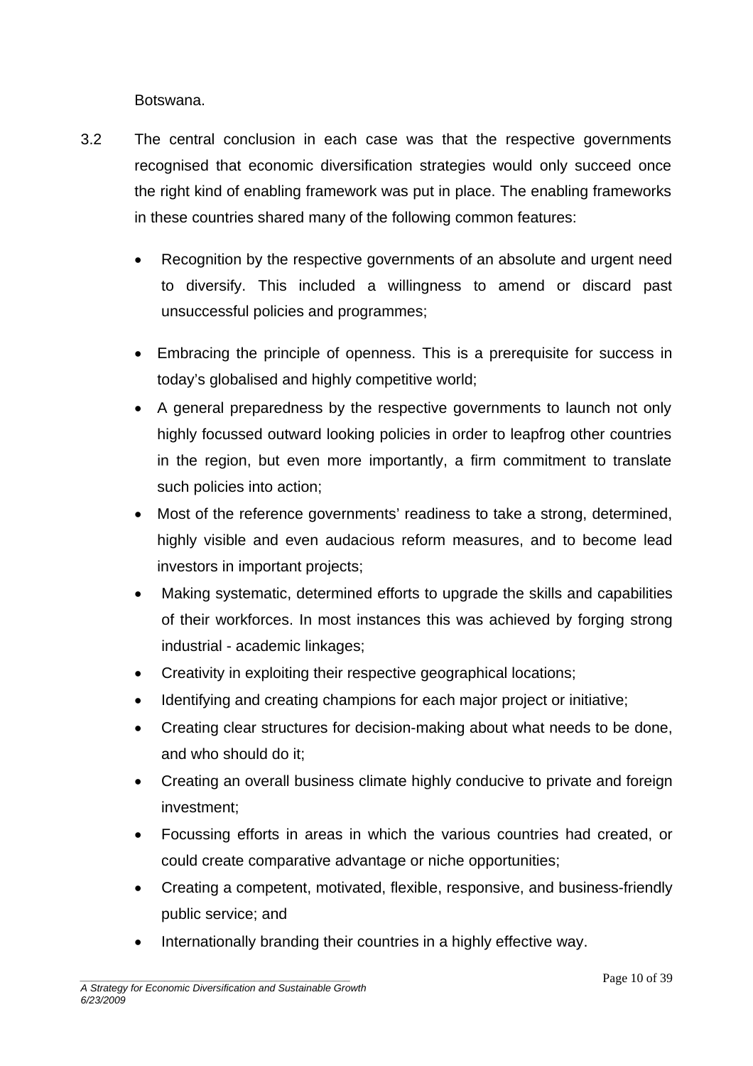Botswana.

3.2 The central conclusion in each case was that the respective governments recognised that economic diversification strategies would only succeed once the right kind of enabling framework was put in place. The enabling frameworks in these countries shared many of the following common features:

- Recognition by the respective governments of an absolute and urgent need to diversify. This included a willingness to amend or discard past unsuccessful policies and programmes;
- Embracing the principle of openness. This is a prerequisite for success in today's globalised and highly competitive world;
- A general preparedness by the respective governments to launch not only highly focussed outward looking policies in order to leapfrog other countries in the region, but even more importantly, a firm commitment to translate such policies into action;
- Most of the reference governments' readiness to take a strong, determined, highly visible and even audacious reform measures, and to become lead investors in important projects;
- Making systematic, determined efforts to upgrade the skills and capabilities of their workforces. In most instances this was achieved by forging strong industrial - academic linkages;
- Creativity in exploiting their respective geographical locations;
- Identifying and creating champions for each major project or initiative;
- Creating clear structures for decision-making about what needs to be done, and who should do it;
- Creating an overall business climate highly conducive to private and foreign investment;
- Focussing efforts in areas in which the various countries had created, or could create comparative advantage or niche opportunities;
- Creating a competent, motivated, flexible, responsive, and business-friendly public service; and
- Internationally branding their countries in a highly effective way.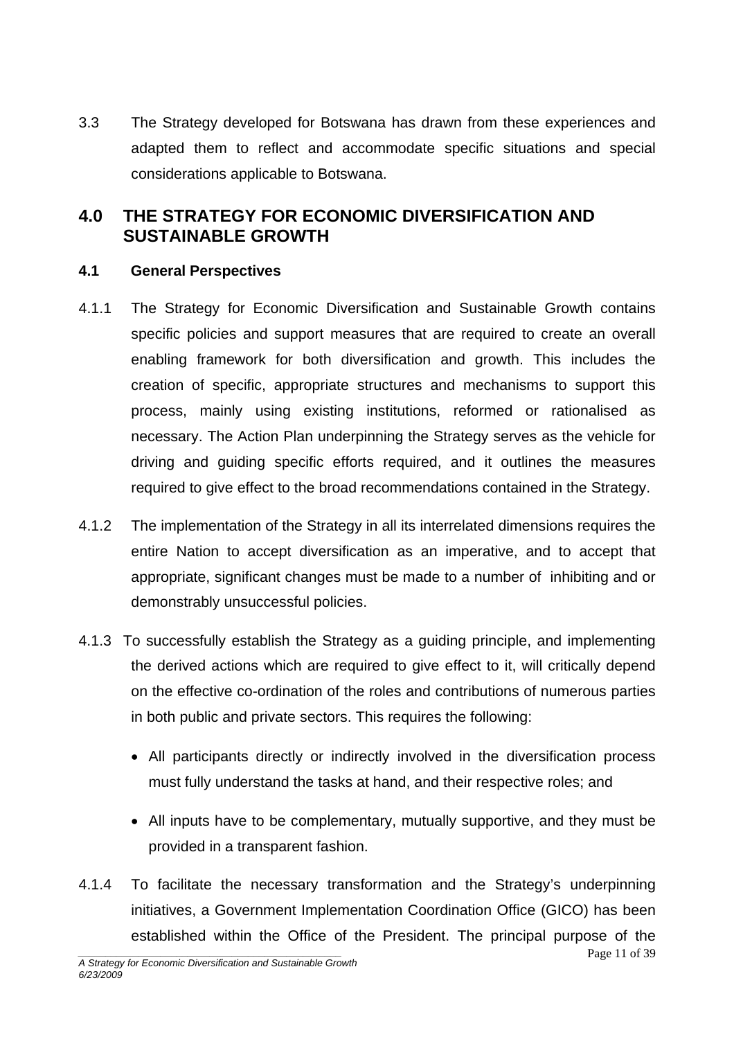3.3 The Strategy developed for Botswana has drawn from these experiences and adapted them to reflect and accommodate specific situations and special considerations applicable to Botswana.

## 4.0 THE STRATEGY FOR ECONOMIC DIVERSIFICATION AND SUSTAINABLE GROWTH

### 4.1 General Perspectives

4.1.1 The Strategy for Economic Diversification and Sustainable Growth contains specific policies and support measures that are required to create an overall enabling framework for both diversification and growth. This includes the creation of specific, appropriate structures and mechanisms to support this process, mainly using existing institutions, reformed or rationalised as necessary. The Action Plan underpinning the Strategy serves as the vehicle for driving and guiding specific efforts required, and it outlines the measures required to give effect to the broad recommendations contained in the Strategy.

4.1.2 The implementation of the Strategy in all its interrelated dimensions requires the entire Nation to accept diversification as an imperative, and to accept that appropriate, significant changes must be made to a number of inhibiting and or demonstrably unsuccessful policies.

4.1.3 To successfully establish the Strategy as a guiding principle, and implementing the derived actions which are required to give effect to it, will critically depend on the effective co-ordination of the roles and contributions of numerous parties in both public and private sectors. This requires the following:

- All participants directly or indirectly involved in the diversification process must fully understand the tasks at hand, and their respective roles; and
- All inputs have to be complementary, mutually supportive, and they must be provided in a transparent fashion.

4.1.4 To facilitate the necessary transformation and the Strategy's underpinning initiatives, a Government Implementation Coordination Office (GICO) has been established within the Office of the President. The principal purpose of the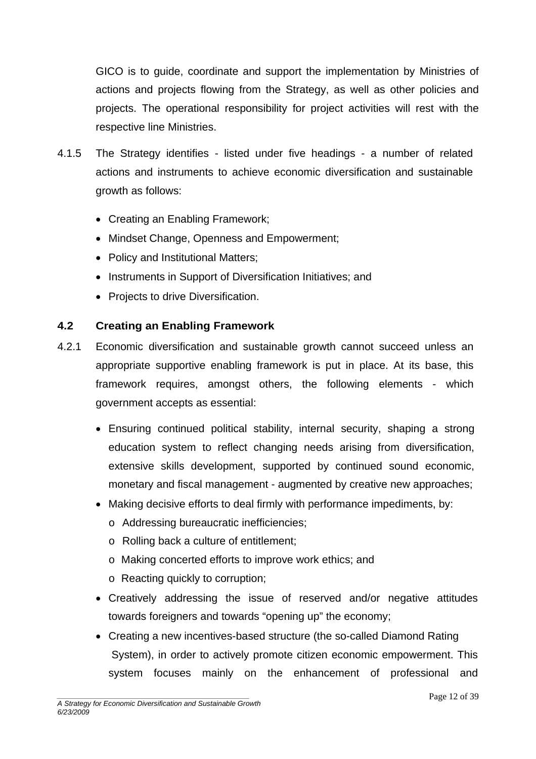GICO is to guide, coordinate and support the implementation by Ministries of actions and projects flowing from the Strategy, as well as other policies and projects. The operational responsibility for project activities will rest with the respective line Ministries.

4.1.5 The Strategy identifies - listed under five headings - a number of related actions and instruments to achieve economic diversification and sustainable growth as follows:

- Creating an Enabling Framework;
- Mindset Change, Openness and Empowerment;
- Policy and Institutional Matters;
- Instruments in Support of Diversification Initiatives; and
- Projects to drive Diversification.

## 4.2 Creating an Enabling Framework

4.2.1 Economic diversification and sustainable growth cannot succeed unless an appropriate supportive enabling framework is put in place. At its base, this framework requires, amongst others, the following elements - which government accepts as essential:

- Ensuring continued political stability, internal security, shaping a strong education system to reflect changing needs arising from diversification, extensive skills development, supported by continued sound economic, monetary and fiscal management - augmented by creative new approaches;
- Making decisive efforts to deal firmly with performance impediments, by:
  - Addressing bureaucratic inefficiencies;
  - Rolling back a culture of entitlement;
  - Making concerted efforts to improve work ethics; and
  - Reacting quickly to corruption;
- Creatively addressing the issue of reserved and/or negative attitudes towards foreigners and towards "opening up" the economy;
- Creating a new incentives-based structure (the so-called Diamond Rating System), in order to actively promote citizen economic empowerment. This system focuses mainly on the enhancement of professional and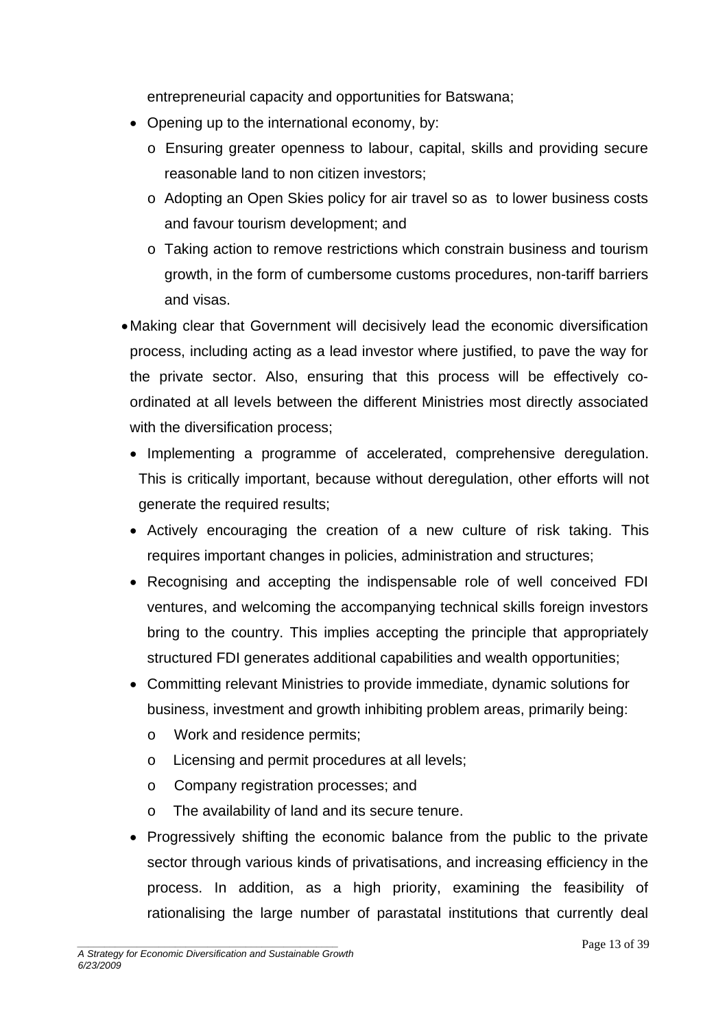entrepreneurial capacity and opportunities for Batswana;

- Opening up to the international economy, by:
  - Ensuring greater openness to labour, capital, skills and providing secure reasonable land to non citizen investors;
  - Adopting an Open Skies policy for air travel so as to lower business costs and favour tourism development; and
  - Taking action to remove restrictions which constrain business and tourism growth, in the form of cumbersome customs procedures, non-tariff barriers and visas.
- Making clear that Government will decisively lead the economic diversification process, including acting as a lead investor where justified, to pave the way for the private sector. Also, ensuring that this process will be effectively co-ordinated at all levels between the different Ministries most directly associated with the diversification process;
- Implementing a programme of accelerated, comprehensive deregulation. This is critically important, because without deregulation, other efforts will not generate the required results;
- Actively encouraging the creation of a new culture of risk taking. This requires important changes in policies, administration and structures;
- Recognising and accepting the indispensable role of well conceived FDI ventures, and welcoming the accompanying technical skills foreign investors bring to the country. This implies accepting the principle that appropriately structured FDI generates additional capabilities and wealth opportunities;
- Committing relevant Ministries to provide immediate, dynamic solutions for business, investment and growth inhibiting problem areas, primarily being:
  - Work and residence permits;
  - Licensing and permit procedures at all levels;
  - Company registration processes; and
  - The availability of land and its secure tenure.
- Progressively shifting the economic balance from the public to the private sector through various kinds of privatisations, and increasing efficiency in the process. In addition, as a high priority, examining the feasibility of rationalising the large number of parastatal institutions that currently deal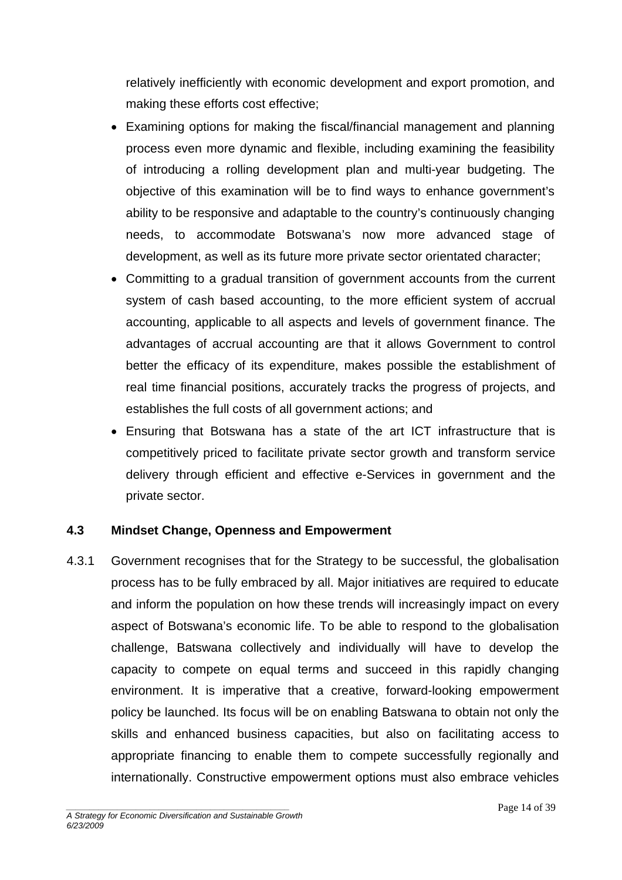relatively inefficiently with economic development and export promotion, and making these efforts cost effective;

- Examining options for making the fiscal/financial management and planning process even more dynamic and flexible, including examining the feasibility of introducing a rolling development plan and multi-year budgeting. The objective of this examination will be to find ways to enhance government's ability to be responsive and adaptable to the country's continuously changing needs, to accommodate Botswana's now more advanced stage of development, as well as its future more private sector orientated character;
- Committing to a gradual transition of government accounts from the current system of cash based accounting, to the more efficient system of accrual accounting, applicable to all aspects and levels of government finance. The advantages of accrual accounting are that it allows Government to control better the efficacy of its expenditure, makes possible the establishment of real time financial positions, accurately tracks the progress of projects, and establishes the full costs of all government actions; and
- Ensuring that Botswana has a state of the art ICT infrastructure that is competitively priced to facilitate private sector growth and transform service delivery through efficient and effective e-Services in government and the private sector.

### 4.3 Mindset Change, Openness and Empowerment

4.3.1 Government recognises that for the Strategy to be successful, the globalisation process has to be fully embraced by all. Major initiatives are required to educate and inform the population on how these trends will increasingly impact on every aspect of Botswana's economic life. To be able to respond to the globalisation challenge, Batswana collectively and individually will have to develop the capacity to compete on equal terms and succeed in this rapidly changing environment. It is imperative that a creative, forward-looking empowerment policy be launched. Its focus will be on enabling Batswana to obtain not only the skills and enhanced business capacities, but also on facilitating access to appropriate financing to enable them to compete successfully regionally and internationally. Constructive empowerment options must also embrace vehicles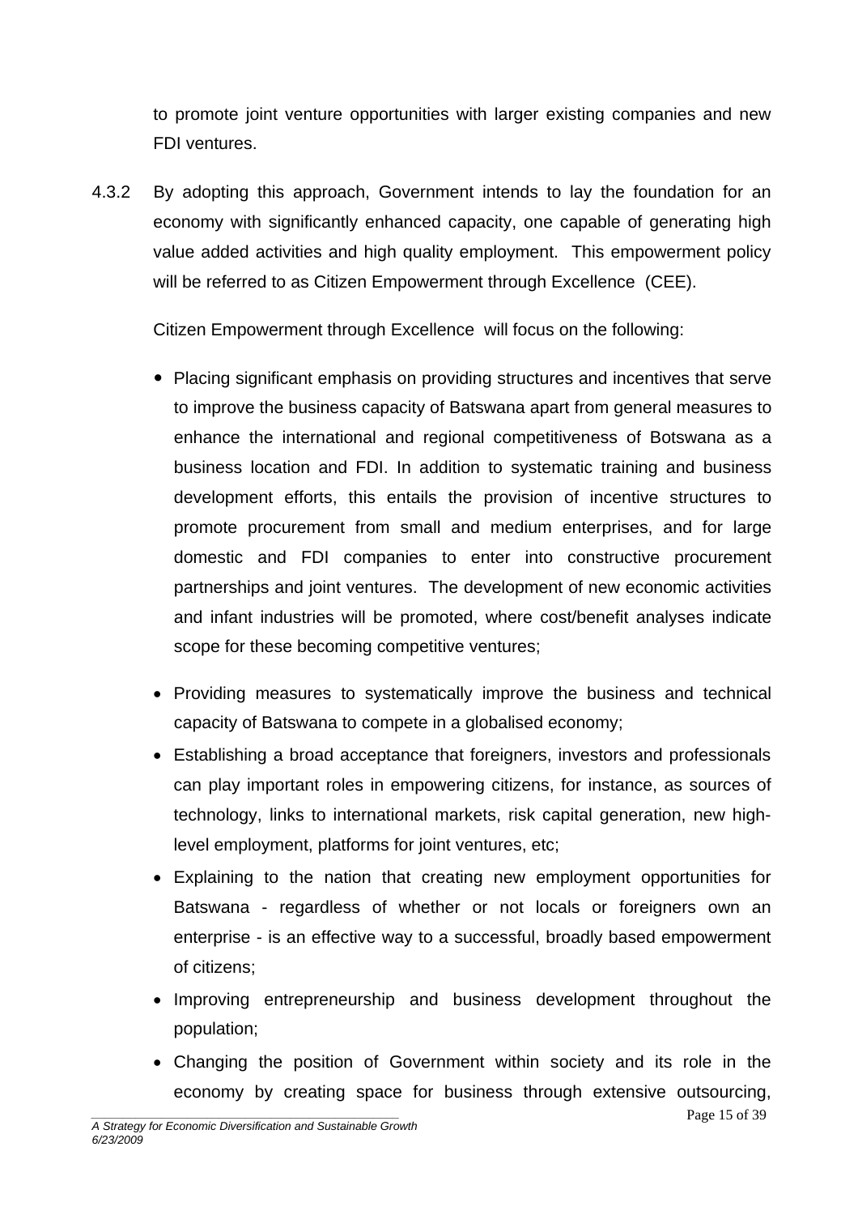to promote joint venture opportunities with larger existing companies and new FDI ventures.

4.3.2 By adopting this approach, Government intends to lay the foundation for an economy with significantly enhanced capacity, one capable of generating high value added activities and high quality employment. This empowerment policy will be referred to as Citizen Empowerment through Excellence (CEE).

Citizen Empowerment through Excellence will focus on the following:

- Placing significant emphasis on providing structures and incentives that serve to improve the business capacity of Batswana apart from general measures to enhance the international and regional competitiveness of Botswana as a business location and FDI. In addition to systematic training and business development efforts, this entails the provision of incentive structures to promote procurement from small and medium enterprises, and for large domestic and FDI companies to enter into constructive procurement partnerships and joint ventures. The development of new economic activities and infant industries will be promoted, where cost/benefit analyses indicate scope for these becoming competitive ventures;
- Providing measures to systematically improve the business and technical capacity of Batswana to compete in a globalised economy;
- Establishing a broad acceptance that foreigners, investors and professionals can play important roles in empowering citizens, for instance, as sources of technology, links to international markets, risk capital generation, new high-level employment, platforms for joint ventures, etc;
- Explaining to the nation that creating new employment opportunities for Batswana - regardless of whether or not locals or foreigners own an enterprise - is an effective way to a successful, broadly based empowerment of citizens;
- Improving entrepreneurship and business development throughout the population;
- Changing the position of Government within society and its role in the economy by creating space for business through extensive outsourcing,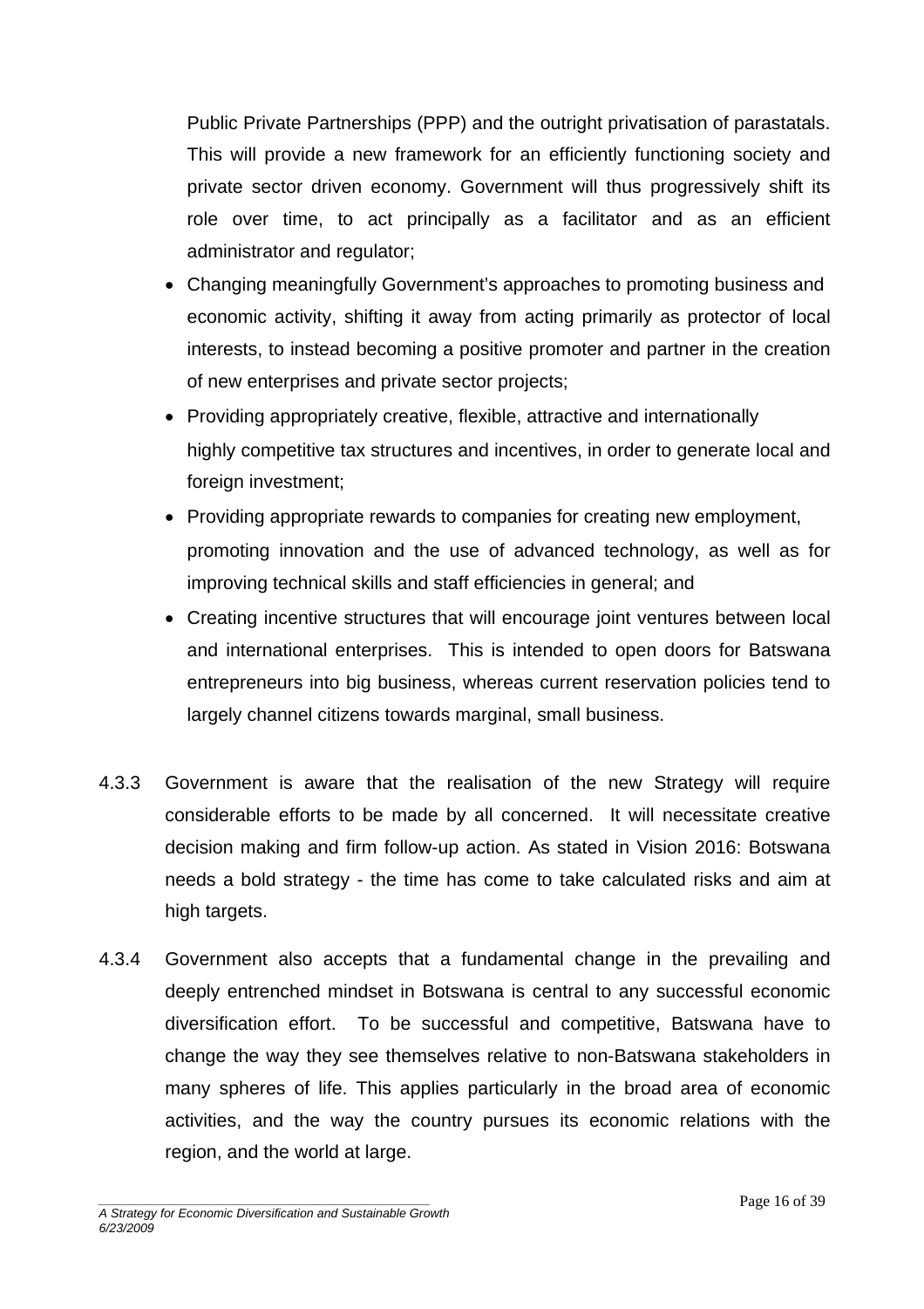Public Private Partnerships (PPP) and the outright privatisation of parastatals. This will provide a new framework for an efficiently functioning society and private sector driven economy. Government will thus progressively shift its role over time, to act principally as a facilitator and as an efficient administrator and regulator;

- Changing meaningfully Government's approaches to promoting business and economic activity, shifting it away from acting primarily as protector of local interests, to instead becoming a positive promoter and partner in the creation of new enterprises and private sector projects;
- Providing appropriately creative, flexible, attractive and internationally highly competitive tax structures and incentives, in order to generate local and foreign investment;
- Providing appropriate rewards to companies for creating new employment, promoting innovation and the use of advanced technology, as well as for improving technical skills and staff efficiencies in general; and
- Creating incentive structures that will encourage joint ventures between local and international enterprises. This is intended to open doors for Batswana entrepreneurs into big business, whereas current reservation policies tend to largely channel citizens towards marginal, small business.

4.3.3 Government is aware that the realisation of the new Strategy will require considerable efforts to be made by all concerned. It will necessitate creative decision making and firm follow-up action. As stated in Vision 2016: Botswana needs a bold strategy - the time has come to take calculated risks and aim at high targets.

4.3.4 Government also accepts that a fundamental change in the prevailing and deeply entrenched mindset in Botswana is central to any successful economic diversification effort. To be successful and competitive, Batswana have to change the way they see themselves relative to non-Batswana stakeholders in many spheres of life. This applies particularly in the broad area of economic activities, and the way the country pursues its economic relations with the region, and the world at large.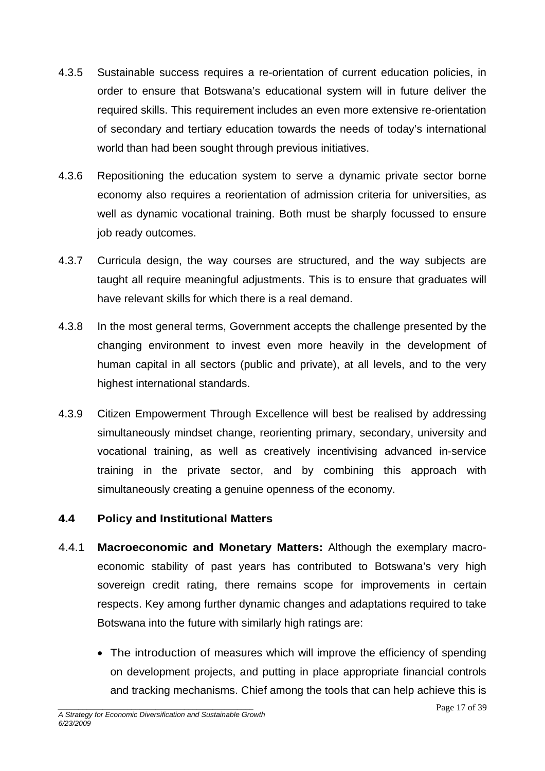4.3.5 Sustainable success requires a re-orientation of current education policies, in order to ensure that Botswana's educational system will in future deliver the required skills. This requirement includes an even more extensive re-orientation of secondary and tertiary education towards the needs of today's international world than had been sought through previous initiatives.

4.3.6 Repositioning the education system to serve a dynamic private sector borne economy also requires a reorientation of admission criteria for universities, as well as dynamic vocational training. Both must be sharply focussed to ensure job ready outcomes.

4.3.7 Curricula design, the way courses are structured, and the way subjects are taught all require meaningful adjustments. This is to ensure that graduates will have relevant skills for which there is a real demand.

4.3.8 In the most general terms, Government accepts the challenge presented by the changing environment to invest even more heavily in the development of human capital in all sectors (public and private), at all levels, and to the very highest international standards.

4.3.9 Citizen Empowerment Through Excellence will best be realised by addressing simultaneously mindset change, reorienting primary, secondary, university and vocational training, as well as creatively incentivising advanced in-service training in the private sector, and by combining this approach with simultaneously creating a genuine openness of the economy.

### 4.4 Policy and Institutional Matters

4.4.1 **Macroeconomic and Monetary Matters:** Although the exemplary macro-economic stability of past years has contributed to Botswana's very high sovereign credit rating, there remains scope for improvements in certain respects. Key among further dynamic changes and adaptations required to take Botswana into the future with similarly high ratings are:

- The introduction of measures which will improve the efficiency of spending on development projects, and putting in place appropriate financial controls and tracking mechanisms. Chief among the tools that can help achieve this is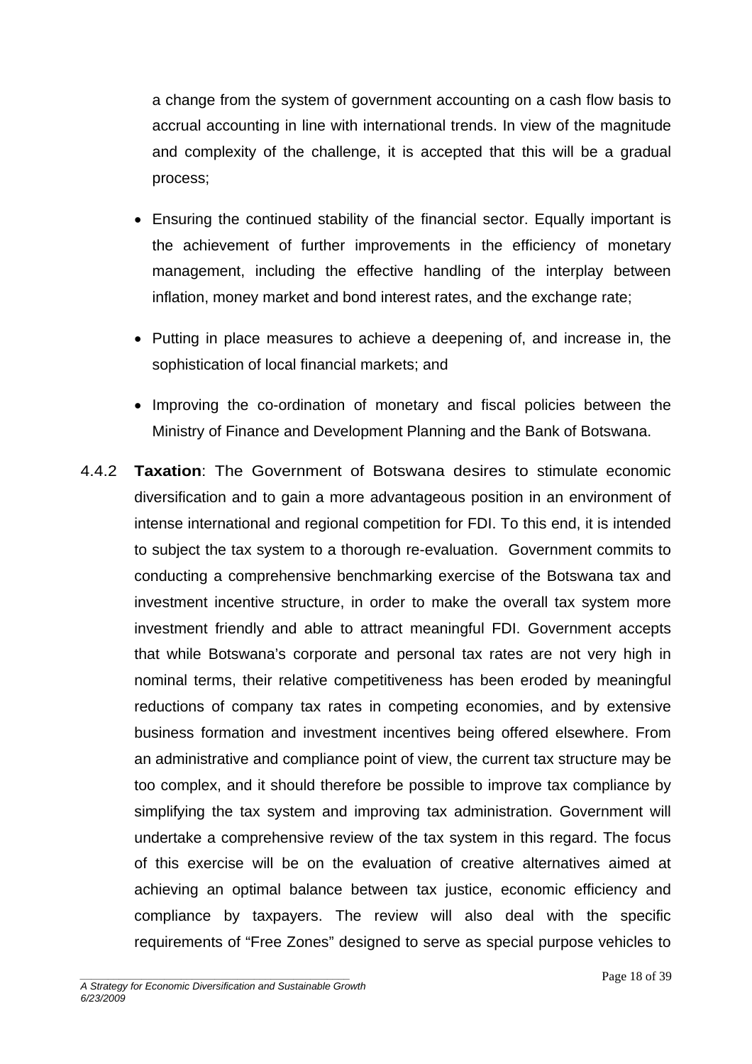a change from the system of government accounting on a cash flow basis to accrual accounting in line with international trends. In view of the magnitude and complexity of the challenge, it is accepted that this will be a gradual process;

- Ensuring the continued stability of the financial sector. Equally important is the achievement of further improvements in the efficiency of monetary management, including the effective handling of the interplay between inflation, money market and bond interest rates, and the exchange rate;
- Putting in place measures to achieve a deepening of, and increase in, the sophistication of local financial markets; and
- Improving the co-ordination of monetary and fiscal policies between the Ministry of Finance and Development Planning and the Bank of Botswana.

4.4.2 **Taxation**: The Government of Botswana desires to stimulate economic diversification and to gain a more advantageous position in an environment of intense international and regional competition for FDI. To this end, it is intended to subject the tax system to a thorough re-evaluation. Government commits to conducting a comprehensive benchmarking exercise of the Botswana tax and investment incentive structure, in order to make the overall tax system more investment friendly and able to attract meaningful FDI. Government accepts that while Botswana's corporate and personal tax rates are not very high in nominal terms, their relative competitiveness has been eroded by meaningful reductions of company tax rates in competing economies, and by extensive business formation and investment incentives being offered elsewhere. From an administrative and compliance point of view, the current tax structure may be too complex, and it should therefore be possible to improve tax compliance by simplifying the tax system and improving tax administration. Government will undertake a comprehensive review of the tax system in this regard. The focus of this exercise will be on the evaluation of creative alternatives aimed at achieving an optimal balance between tax justice, economic efficiency and compliance by taxpayers. The review will also deal with the specific requirements of "Free Zones" designed to serve as special purpose vehicles to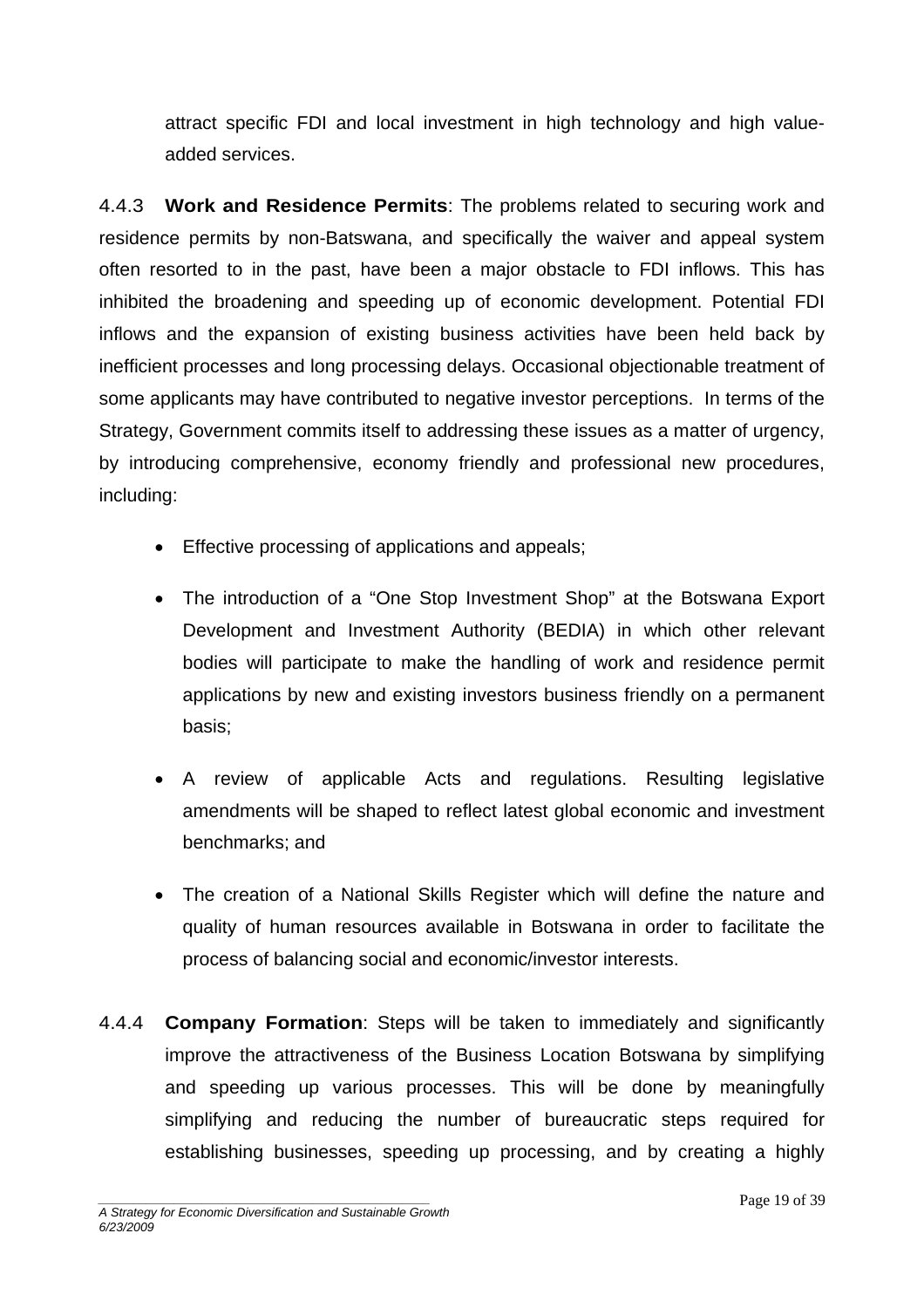attract specific FDI and local investment in high technology and high value-added services.

4.4.3 **Work and Residence Permits**: The problems related to securing work and residence permits by non-Batswana, and specifically the waiver and appeal system often resorted to in the past, have been a major obstacle to FDI inflows. This has inhibited the broadening and speeding up of economic development. Potential FDI inflows and the expansion of existing business activities have been held back by inefficient processes and long processing delays. Occasional objectionable treatment of some applicants may have contributed to negative investor perceptions. In terms of the Strategy, Government commits itself to addressing these issues as a matter of urgency, by introducing comprehensive, economy friendly and professional new procedures, including:

- Effective processing of applications and appeals;
- The introduction of a "One Stop Investment Shop" at the Botswana Export Development and Investment Authority (BEDIA) in which other relevant bodies will participate to make the handling of work and residence permit applications by new and existing investors business friendly on a permanent basis;
- A review of applicable Acts and regulations. Resulting legislative amendments will be shaped to reflect latest global economic and investment benchmarks; and
- The creation of a National Skills Register which will define the nature and quality of human resources available in Botswana in order to facilitate the process of balancing social and economic/investor interests.

4.4.4 **Company Formation**: Steps will be taken to immediately and significantly improve the attractiveness of the Business Location Botswana by simplifying and speeding up various processes. This will be done by meaningfully simplifying and reducing the number of bureaucratic steps required for establishing businesses, speeding up processing, and by creating a highly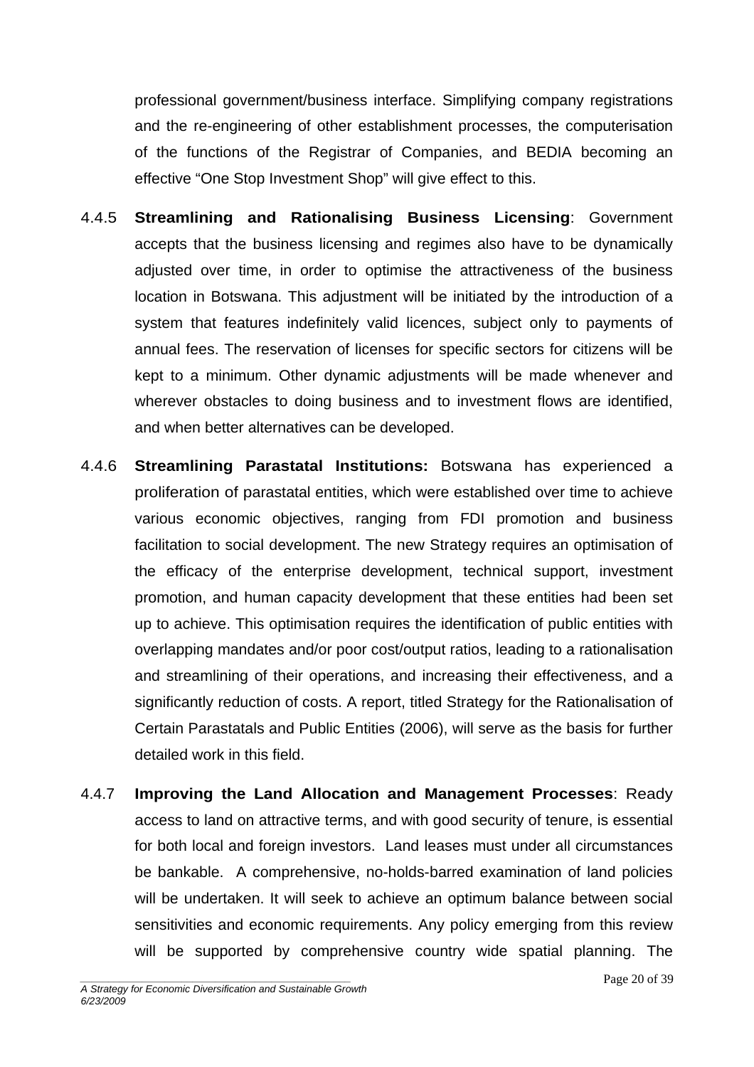professional government/business interface. Simplifying company registrations and the re-engineering of other establishment processes, the computerisation of the functions of the Registrar of Companies, and BEDIA becoming an effective "One Stop Investment Shop" will give effect to this.

4.4.5 **Streamlining and Rationalising Business Licensing**: Government accepts that the business licensing and regimes also have to be dynamically adjusted over time, in order to optimise the attractiveness of the business location in Botswana. This adjustment will be initiated by the introduction of a system that features indefinitely valid licences, subject only to payments of annual fees. The reservation of licenses for specific sectors for citizens will be kept to a minimum. Other dynamic adjustments will be made whenever and wherever obstacles to doing business and to investment flows are identified, and when better alternatives can be developed.

4.4.6 **Streamlining Parastatal Institutions:** Botswana has experienced a proliferation of parastatal entities, which were established over time to achieve various economic objectives, ranging from FDI promotion and business facilitation to social development. The new Strategy requires an optimisation of the efficacy of the enterprise development, technical support, investment promotion, and human capacity development that these entities had been set up to achieve. This optimisation requires the identification of public entities with overlapping mandates and/or poor cost/output ratios, leading to a rationalisation and streamlining of their operations, and increasing their effectiveness, and a significantly reduction of costs. A report, titled Strategy for the Rationalisation of Certain Parastatals and Public Entities (2006), will serve as the basis for further detailed work in this field.

4.4.7 **Improving the Land Allocation and Management Processes**: Ready access to land on attractive terms, and with good security of tenure, is essential for both local and foreign investors. Land leases must under all circumstances be bankable. A comprehensive, no-holds-barred examination of land policies will be undertaken. It will seek to achieve an optimum balance between social sensitivities and economic requirements. Any policy emerging from this review will be supported by comprehensive country wide spatial planning. The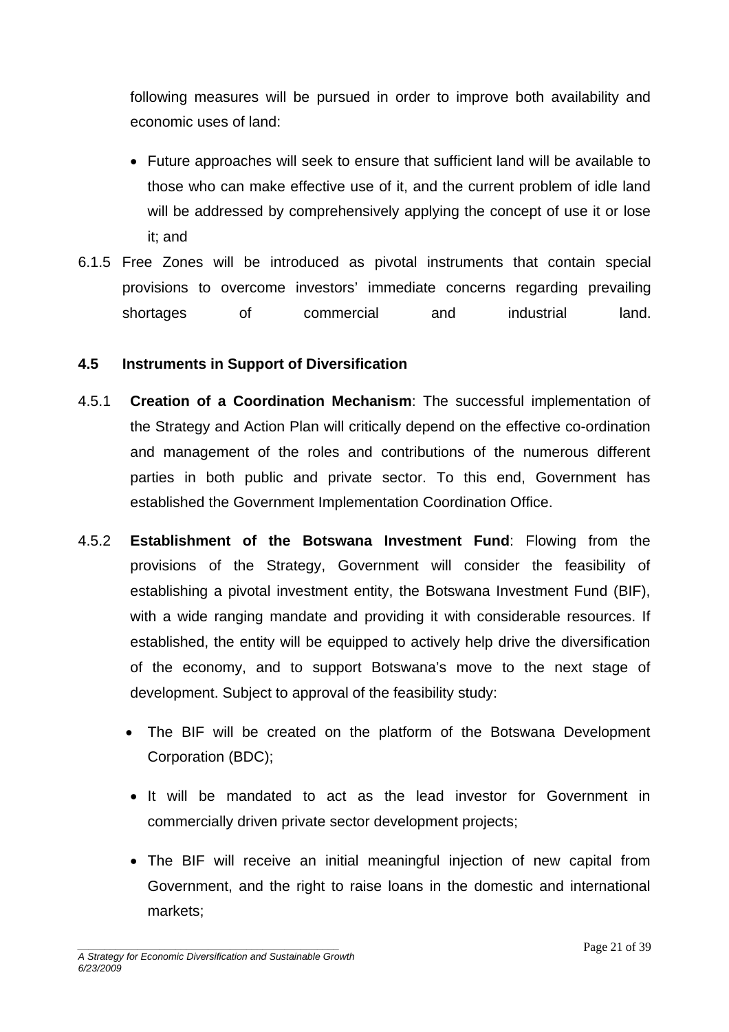following measures will be pursued in order to improve both availability and economic uses of land:

- Future approaches will seek to ensure that sufficient land will be available to those who can make effective use of it, and the current problem of idle land will be addressed by comprehensively applying the concept of use it or lose it; and

6.1.5 Free Zones will be introduced as pivotal instruments that contain special provisions to overcome investors' immediate concerns regarding prevailing shortages of commercial and industrial land.

### 4.5 Instruments in Support of Diversification

4.5.1 **Creation of a Coordination Mechanism**: The successful implementation of the Strategy and Action Plan will critically depend on the effective co-ordination and management of the roles and contributions of the numerous different parties in both public and private sector. To this end, Government has established the Government Implementation Coordination Office.

4.5.2 **Establishment of the Botswana Investment Fund**: Flowing from the provisions of the Strategy, Government will consider the feasibility of establishing a pivotal investment entity, the Botswana Investment Fund (BIF), with a wide ranging mandate and providing it with considerable resources. If established, the entity will be equipped to actively help drive the diversification of the economy, and to support Botswana's move to the next stage of development. Subject to approval of the feasibility study:

- The BIF will be created on the platform of the Botswana Development Corporation (BDC);
- It will be mandated to act as the lead investor for Government in commercially driven private sector development projects;
- The BIF will receive an initial meaningful injection of new capital from Government, and the right to raise loans in the domestic and international markets;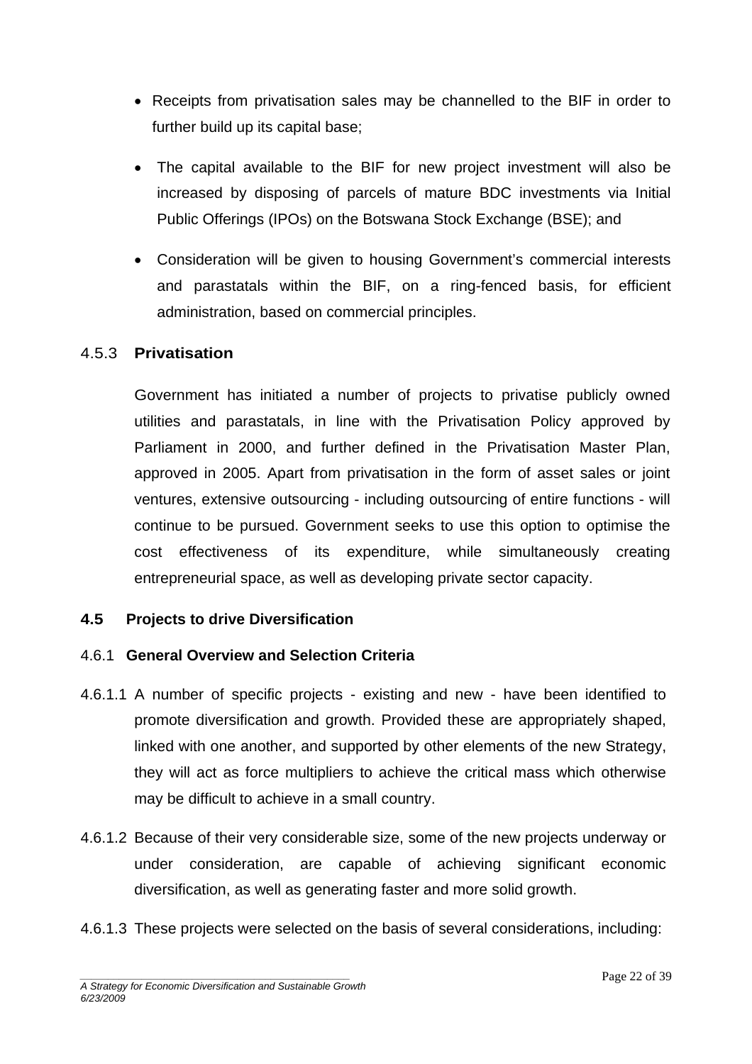- Receipts from privatisation sales may be channelled to the BIF in order to further build up its capital base;
- The capital available to the BIF for new project investment will also be increased by disposing of parcels of mature BDC investments via Initial Public Offerings (IPOs) on the Botswana Stock Exchange (BSE); and
- Consideration will be given to housing Government's commercial interests and parastatals within the BIF, on a ring-fenced basis, for efficient administration, based on commercial principles.

### 4.5.3 **Privatisation**

Government has initiated a number of projects to privatise publicly owned utilities and parastatals, in line with the Privatisation Policy approved by Parliament in 2000, and further defined in the Privatisation Master Plan, approved in 2005. Apart from privatisation in the form of asset sales or joint ventures, extensive outsourcing - including outsourcing of entire functions - will continue to be pursued. Government seeks to use this option to optimise the cost effectiveness of its expenditure, while simultaneously creating entrepreneurial space, as well as developing private sector capacity.

## 4.5 Projects to drive Diversification

### 4.6.1 General Overview and Selection Criteria

4.6.1.1 A number of specific projects - existing and new - have been identified to promote diversification and growth. Provided these are appropriately shaped, linked with one another, and supported by other elements of the new Strategy, they will act as force multipliers to achieve the critical mass which otherwise may be difficult to achieve in a small country.

4.6.1.2 Because of their very considerable size, some of the new projects underway or under consideration, are capable of achieving significant economic diversification, as well as generating faster and more solid growth.

4.6.1.3 These projects were selected on the basis of several considerations, including: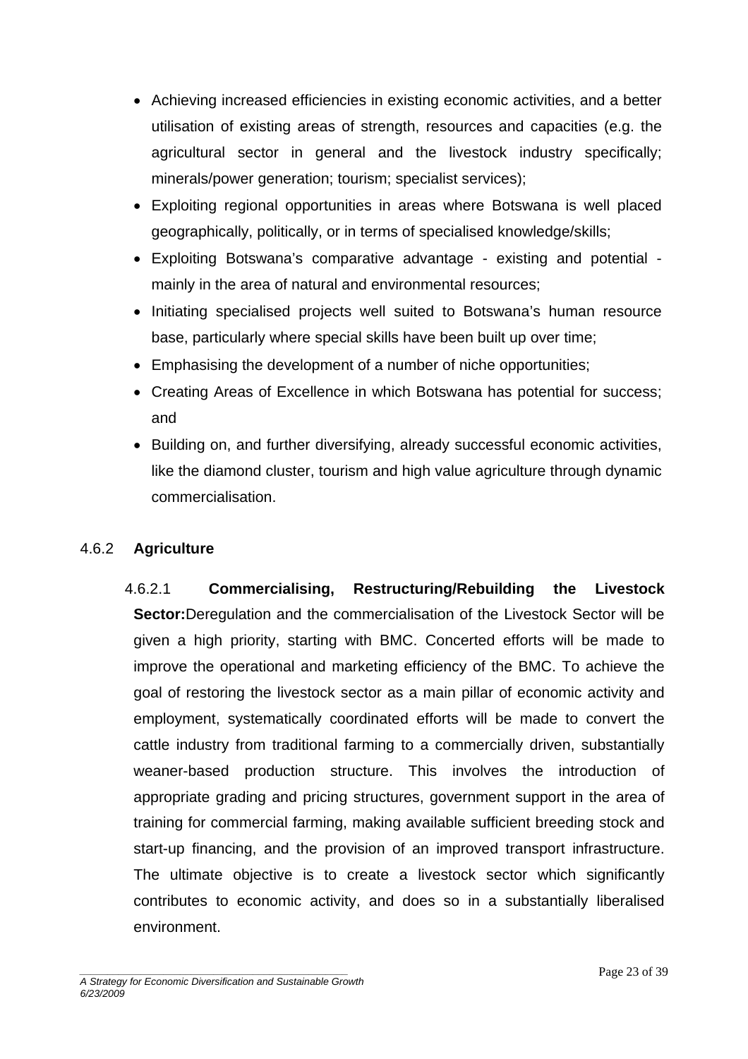- Achieving increased efficiencies in existing economic activities, and a better utilisation of existing areas of strength, resources and capacities (e.g. the agricultural sector in general and the livestock industry specifically; minerals/power generation; tourism; specialist services);
- Exploiting regional opportunities in areas where Botswana is well placed geographically, politically, or in terms of specialised knowledge/skills;
- Exploiting Botswana's comparative advantage - existing and potential - mainly in the area of natural and environmental resources;
- Initiating specialised projects well suited to Botswana's human resource base, particularly where special skills have been built up over time;
- Emphasising the development of a number of niche opportunities;
- Creating Areas of Excellence in which Botswana has potential for success; and
- Building on, and further diversifying, already successful economic activities, like the diamond cluster, tourism and high value agriculture through dynamic commercialisation.

### 4.6.2 Agriculture

4.6.2.1 **Commercialising, Restructuring/Rebuilding the Livestock Sector:** Deregulation and the commercialisation of the Livestock Sector will be given a high priority, starting with BMC. Concerted efforts will be made to improve the operational and marketing efficiency of the BMC. To achieve the goal of restoring the livestock sector as a main pillar of economic activity and employment, systematically coordinated efforts will be made to convert the cattle industry from traditional farming to a commercially driven, substantially weaner-based production structure. This involves the introduction of appropriate grading and pricing structures, government support in the area of training for commercial farming, making available sufficient breeding stock and start-up financing, and the provision of an improved transport infrastructure. The ultimate objective is to create a livestock sector which significantly contributes to economic activity, and does so in a substantially liberalised environment.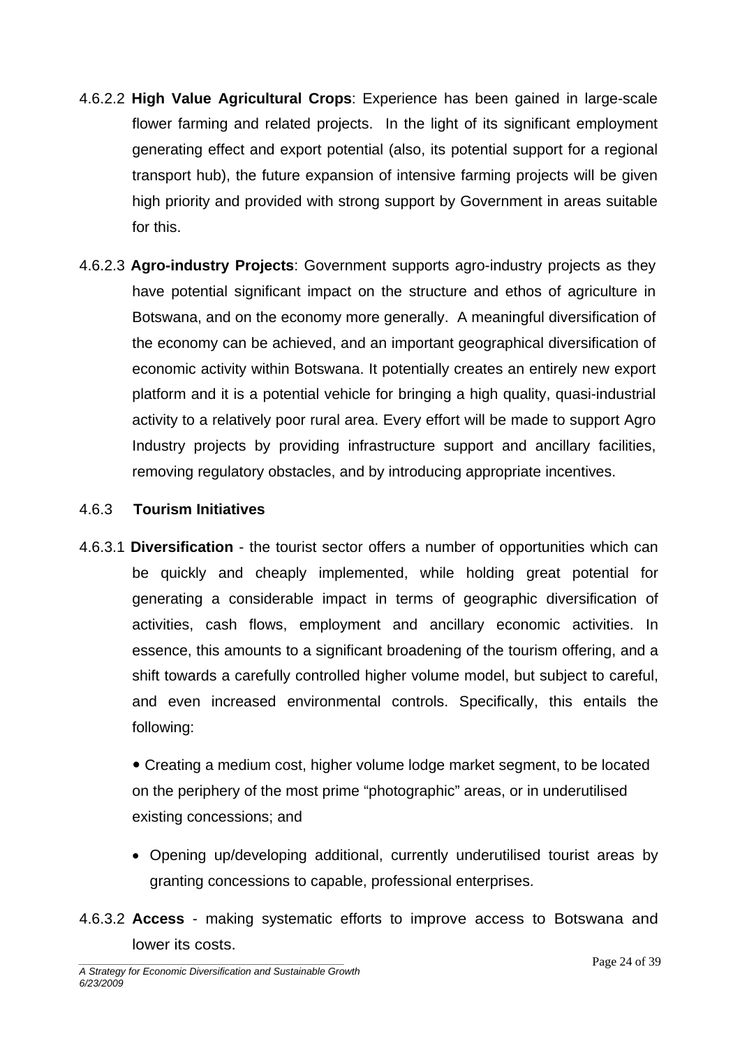4.6.2.2 **High Value Agricultural Crops**: Experience has been gained in large-scale flower farming and related projects. In the light of its significant employment generating effect and export potential (also, its potential support for a regional transport hub), the future expansion of intensive farming projects will be given high priority and provided with strong support by Government in areas suitable for this.

4.6.2.3 **Agro-industry Projects**: Government supports agro-industry projects as they have potential significant impact on the structure and ethos of agriculture in Botswana, and on the economy more generally. A meaningful diversification of the economy can be achieved, and an important geographical diversification of economic activity within Botswana. It potentially creates an entirely new export platform and it is a potential vehicle for bringing a high quality, quasi-industrial activity to a relatively poor rural area. Every effort will be made to support Agro Industry projects by providing infrastructure support and ancillary facilities, removing regulatory obstacles, and by introducing appropriate incentives.

### 4.6.3 Tourism Initiatives

4.6.3.1 **Diversification** - the tourist sector offers a number of opportunities which can be quickly and cheaply implemented, while holding great potential for generating a considerable impact in terms of geographic diversification of activities, cash flows, employment and ancillary economic activities. In essence, this amounts to a significant broadening of the tourism offering, and a shift towards a carefully controlled higher volume model, but subject to careful, and even increased environmental controls. Specifically, this entails the following:

- Creating a medium cost, higher volume lodge market segment, to be located on the periphery of the most prime "photographic" areas, or in underutilised existing concessions; and
- Opening up/developing additional, currently underutilised tourist areas by granting concessions to capable, professional enterprises.

4.6.3.2 **Access** - making systematic efforts to improve access to Botswana and lower its costs.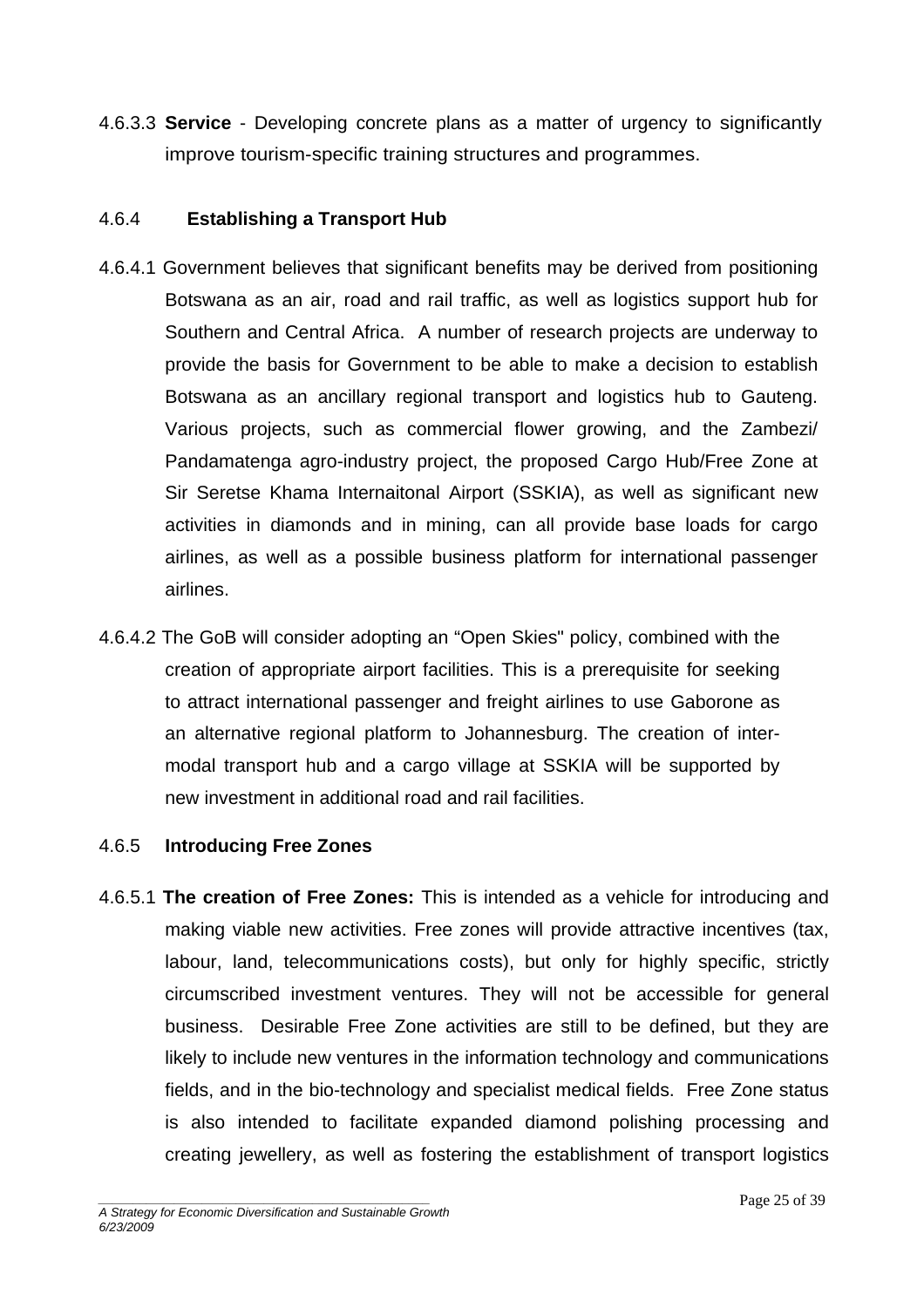4.6.3.3 **Service** - Developing concrete plans as a matter of urgency to significantly improve tourism-specific training structures and programmes.

### 4.6.4 **Establishing a Transport Hub**

4.6.4.1 Government believes that significant benefits may be derived from positioning Botswana as an air, road and rail traffic, as well as logistics support hub for Southern and Central Africa. A number of research projects are underway to provide the basis for Government to be able to make a decision to establish Botswana as an ancillary regional transport and logistics hub to Gauteng. Various projects, such as commercial flower growing, and the Zambezi/ Pandamatenga agro-industry project, the proposed Cargo Hub/Free Zone at Sir Seretse Khama Internaitonal Airport (SSKIA), as well as significant new activities in diamonds and in mining, can all provide base loads for cargo airlines, as well as a possible business platform for international passenger airlines.

4.6.4.2 The GoB will consider adopting an “Open Skies" policy, combined with the creation of appropriate airport facilities. This is a prerequisite for seeking to attract international passenger and freight airlines to use Gaborone as an alternative regional platform to Johannesburg. The creation of inter-modal transport hub and a cargo village at SSKIA will be supported by new investment in additional road and rail facilities.

### 4.6.5 **Introducing Free Zones**

4.6.5.1 **The creation of Free Zones:** This is intended as a vehicle for introducing and making viable new activities. Free zones will provide attractive incentives (tax, labour, land, telecommunications costs), but only for highly specific, strictly circumscribed investment ventures. They will not be accessible for general business. Desirable Free Zone activities are still to be defined, but they are likely to include new ventures in the information technology and communications fields, and in the bio-technology and specialist medical fields. Free Zone status is also intended to facilitate expanded diamond polishing processing and creating jewellery, as well as fostering the establishment of transport logistics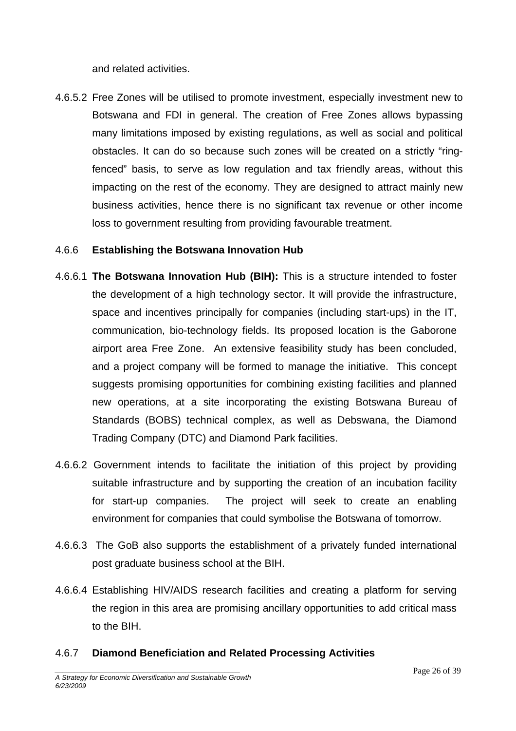and related activities.

4.6.5.2 Free Zones will be utilised to promote investment, especially investment new to Botswana and FDI in general. The creation of Free Zones allows bypassing many limitations imposed by existing regulations, as well as social and political obstacles. It can do so because such zones will be created on a strictly "ring-fenced" basis, to serve as low regulation and tax friendly areas, without this impacting on the rest of the economy. They are designed to attract mainly new business activities, hence there is no significant tax revenue or other income loss to government resulting from providing favourable treatment.

### 4.6.6 Establishing the Botswana Innovation Hub

4.6.6.1 **The Botswana Innovation Hub (BIH):** This is a structure intended to foster the development of a high technology sector. It will provide the infrastructure, space and incentives principally for companies (including start-ups) in the IT, communication, bio-technology fields. Its proposed location is the Gaborone airport area Free Zone. An extensive feasibility study has been concluded, and a project company will be formed to manage the initiative. This concept suggests promising opportunities for combining existing facilities and planned new operations, at a site incorporating the existing Botswana Bureau of Standards (BOBS) technical complex, as well as Debswana, the Diamond Trading Company (DTC) and Diamond Park facilities.

4.6.6.2 Government intends to facilitate the initiation of this project by providing suitable infrastructure and by supporting the creation of an incubation facility for start-up companies. The project will seek to create an enabling environment for companies that could symbolise the Botswana of tomorrow.

4.6.6.3 The GoB also supports the establishment of a privately funded international post graduate business school at the BIH.

4.6.6.4 Establishing HIV/AIDS research facilities and creating a platform for serving the region in this area are promising ancillary opportunities to add critical mass to the BIH.

### 4.6.7 Diamond Beneficiation and Related Processing Activities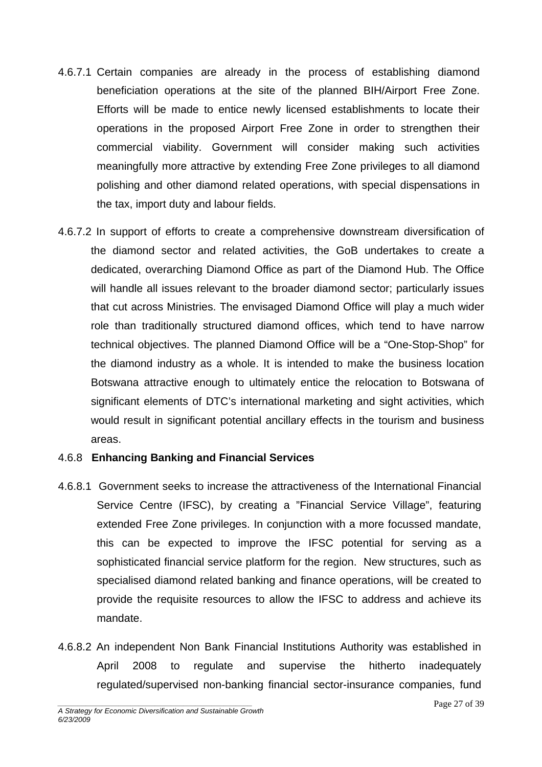4.6.7.1 Certain companies are already in the process of establishing diamond beneficiation operations at the site of the planned BIH/Airport Free Zone. Efforts will be made to entice newly licensed establishments to locate their operations in the proposed Airport Free Zone in order to strengthen their commercial viability. Government will consider making such activities meaningfully more attractive by extending Free Zone privileges to all diamond polishing and other diamond related operations, with special dispensations in the tax, import duty and labour fields.

4.6.7.2 In support of efforts to create a comprehensive downstream diversification of the diamond sector and related activities, the GoB undertakes to create a dedicated, overarching Diamond Office as part of the Diamond Hub. The Office will handle all issues relevant to the broader diamond sector; particularly issues that cut across Ministries. The envisaged Diamond Office will play a much wider role than traditionally structured diamond offices, which tend to have narrow technical objectives. The planned Diamond Office will be a "One-Stop-Shop" for the diamond industry as a whole. It is intended to make the business location Botswana attractive enough to ultimately entice the relocation to Botswana of significant elements of DTC's international marketing and sight activities, which would result in significant potential ancillary effects in the tourism and business areas.

4.6.8 **Enhancing Banking and Financial Services**

4.6.8.1 Government seeks to increase the attractiveness of the International Financial Service Centre (IFSC), by creating a "Financial Service Village", featuring extended Free Zone privileges. In conjunction with a more focussed mandate, this can be expected to improve the IFSC potential for serving as a sophisticated financial service platform for the region. New structures, such as specialised diamond related banking and finance operations, will be created to provide the requisite resources to allow the IFSC to address and achieve its mandate.

4.6.8.2 An independent Non Bank Financial Institutions Authority was established in April 2008 to regulate and supervise the hitherto inadequately regulated/supervised non-banking financial sector-insurance companies, fund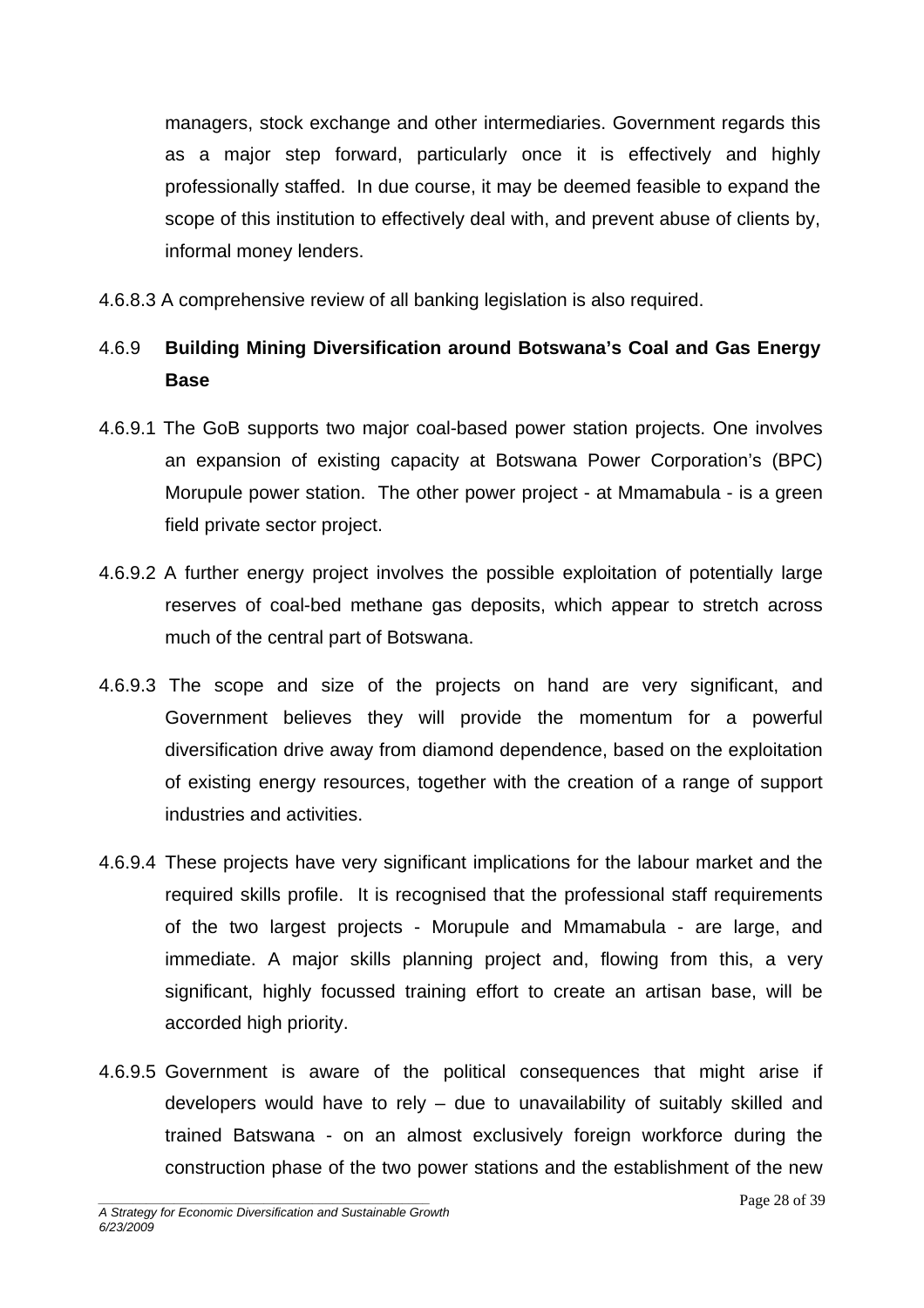managers, stock exchange and other intermediaries. Government regards this as a major step forward, particularly once it is effectively and highly professionally staffed. In due course, it may be deemed feasible to expand the scope of this institution to effectively deal with, and prevent abuse of clients by, informal money lenders.

4.6.8.3 A comprehensive review of all banking legislation is also required.

### 4.6.9 Building Mining Diversification around Botswana's Coal and Gas Energy Base

4.6.9.1 The GoB supports two major coal-based power station projects. One involves an expansion of existing capacity at Botswana Power Corporation's (BPC) Morupule power station. The other power project - at Mmamabula - is a green field private sector project.

4.6.9.2 A further energy project involves the possible exploitation of potentially large reserves of coal-bed methane gas deposits, which appear to stretch across much of the central part of Botswana.

4.6.9.3 The scope and size of the projects on hand are very significant, and Government believes they will provide the momentum for a powerful diversification drive away from diamond dependence, based on the exploitation of existing energy resources, together with the creation of a range of support industries and activities.

4.6.9.4 These projects have very significant implications for the labour market and the required skills profile. It is recognised that the professional staff requirements of the two largest projects - Morupule and Mmamabula - are large, and immediate. A major skills planning project and, flowing from this, a very significant, highly focussed training effort to create an artisan base, will be accorded high priority.

4.6.9.5 Government is aware of the political consequences that might arise if developers would have to rely – due to unavailability of suitably skilled and trained Batswana - on an almost exclusively foreign workforce during the construction phase of the two power stations and the establishment of the new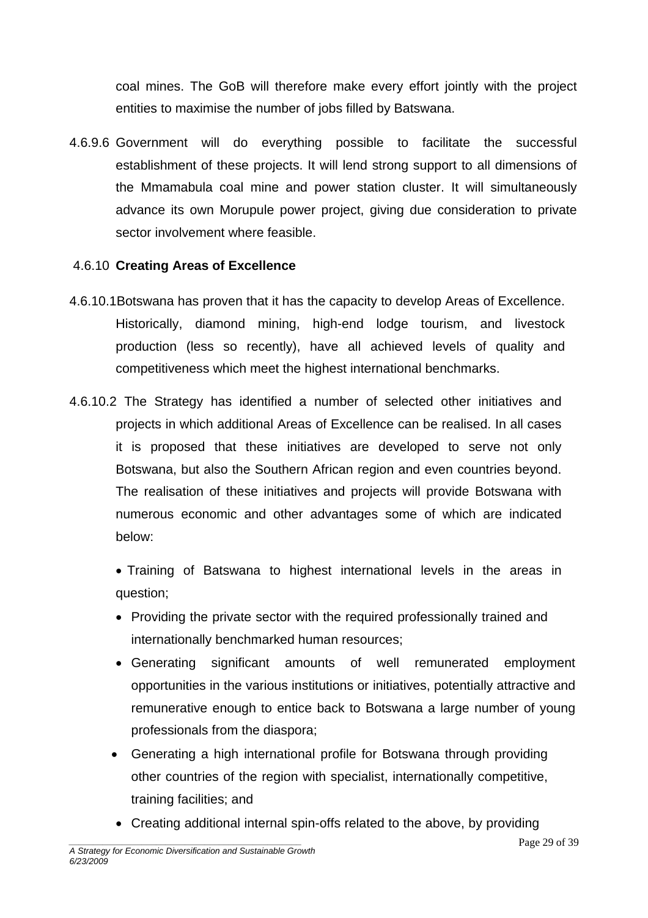coal mines. The GoB will therefore make every effort jointly with the project entities to maximise the number of jobs filled by Batswana.

4.6.9.6 Government will do everything possible to facilitate the successful establishment of these projects. It will lend strong support to all dimensions of the Mmamabula coal mine and power station cluster. It will simultaneously advance its own Morupule power project, giving due consideration to private sector involvement where feasible.

### 4.6.10 Creating Areas of Excellence

4.6.10.1 Botswana has proven that it has the capacity to develop Areas of Excellence. Historically, diamond mining, high-end lodge tourism, and livestock production (less so recently), have all achieved levels of quality and competitiveness which meet the highest international benchmarks.

4.6.10.2 The Strategy has identified a number of selected other initiatives and projects in which additional Areas of Excellence can be realised. In all cases it is proposed that these initiatives are developed to serve not only Botswana, but also the Southern African region and even countries beyond. The realisation of these initiatives and projects will provide Botswana with numerous economic and other advantages some of which are indicated below:

- Training of Batswana to highest international levels in the areas in question;
- Providing the private sector with the required professionally trained and internationally benchmarked human resources;
- Generating significant amounts of well remunerated employment opportunities in the various institutions or initiatives, potentially attractive and remunerative enough to entice back to Botswana a large number of young professionals from the diaspora;
- Generating a high international profile for Botswana through providing other countries of the region with specialist, internationally competitive, training facilities; and
- Creating additional internal spin-offs related to the above, by providing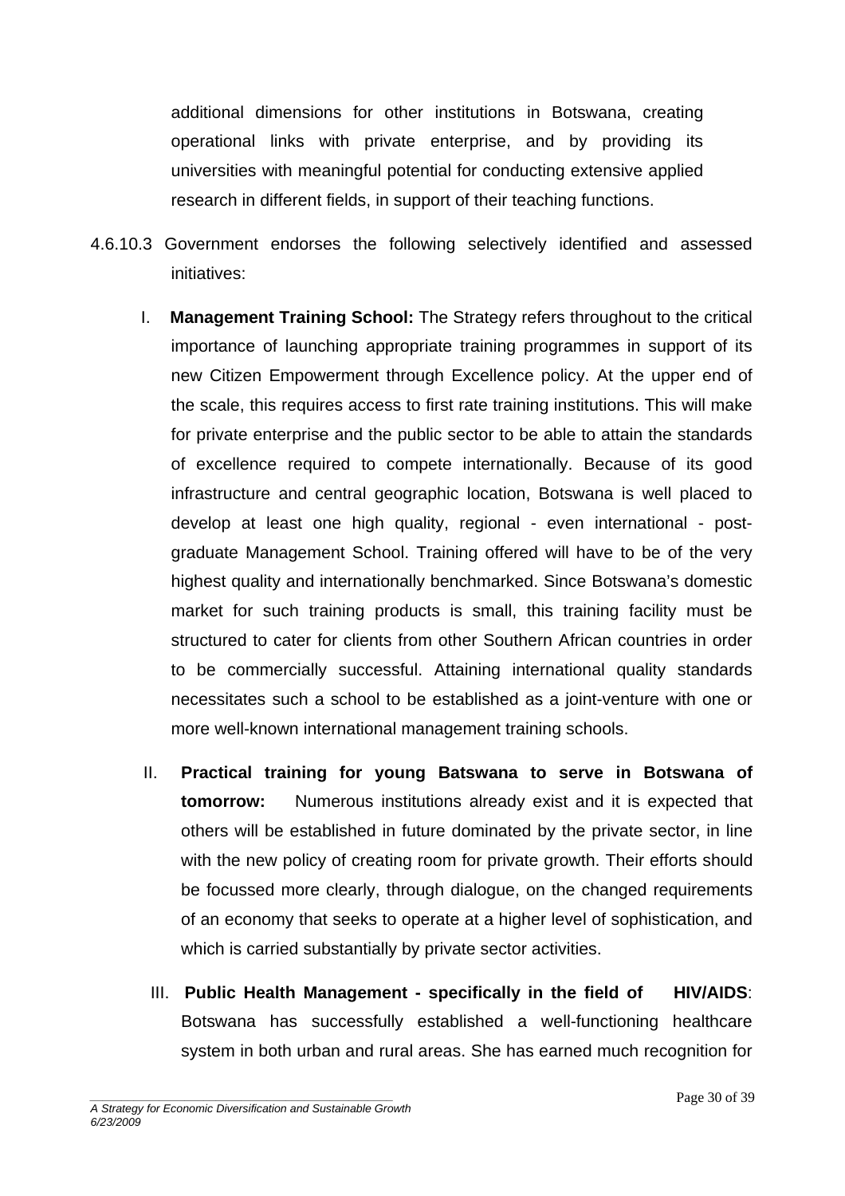additional dimensions for other institutions in Botswana, creating operational links with private enterprise, and by providing its universities with meaningful potential for conducting extensive applied research in different fields, in support of their teaching functions.

4.6.10.3 Government endorses the following selectively identified and assessed initiatives:

I. **Management Training School:** The Strategy refers throughout to the critical importance of launching appropriate training programmes in support of its new Citizen Empowerment through Excellence policy. At the upper end of the scale, this requires access to first rate training institutions. This will make for private enterprise and the public sector to be able to attain the standards of excellence required to compete internationally. Because of its good infrastructure and central geographic location, Botswana is well placed to develop at least one high quality, regional - even international - post-graduate Management School. Training offered will have to be of the very highest quality and internationally benchmarked. Since Botswana's domestic market for such training products is small, this training facility must be structured to cater for clients from other Southern African countries in order to be commercially successful. Attaining international quality standards necessitates such a school to be established as a joint-venture with one or more well-known international management training schools.

II. **Practical training for young Batswana to serve in Botswana of tomorrow:** Numerous institutions already exist and it is expected that others will be established in future dominated by the private sector, in line with the new policy of creating room for private growth. Their efforts should be focussed more clearly, through dialogue, on the changed requirements of an economy that seeks to operate at a higher level of sophistication, and which is carried substantially by private sector activities.

III. **Public Health Management - specifically in the field of HIV/AIDS**: Botswana has successfully established a well-functioning healthcare system in both urban and rural areas. She has earned much recognition for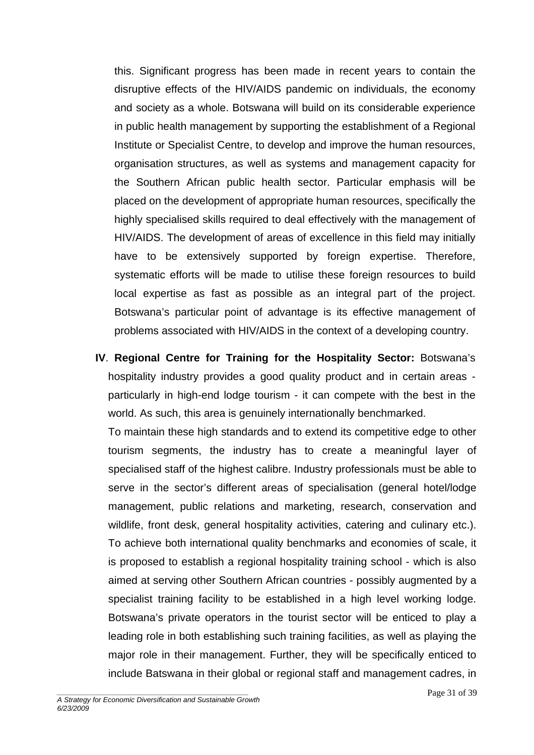this. Significant progress has been made in recent years to contain the disruptive effects of the HIV/AIDS pandemic on individuals, the economy and society as a whole. Botswana will build on its considerable experience in public health management by supporting the establishment of a Regional Institute or Specialist Centre, to develop and improve the human resources, organisation structures, as well as systems and management capacity for the Southern African public health sector. Particular emphasis will be placed on the development of appropriate human resources, specifically the highly specialised skills required to deal effectively with the management of HIV/AIDS. The development of areas of excellence in this field may initially have to be extensively supported by foreign expertise. Therefore, systematic efforts will be made to utilise these foreign resources to build local expertise as fast as possible as an integral part of the project. Botswana's particular point of advantage is its effective management of problems associated with HIV/AIDS in the context of a developing country.

**IV**. **Regional Centre for Training for the Hospitality Sector:** Botswana's hospitality industry provides a good quality product and in certain areas - particularly in high-end lodge tourism - it can compete with the best in the world. As such, this area is genuinely internationally benchmarked.

To maintain these high standards and to extend its competitive edge to other tourism segments, the industry has to create a meaningful layer of specialised staff of the highest calibre. Industry professionals must be able to serve in the sector's different areas of specialisation (general hotel/lodge management, public relations and marketing, research, conservation and wildlife, front desk, general hospitality activities, catering and culinary etc.). To achieve both international quality benchmarks and economies of scale, it is proposed to establish a regional hospitality training school - which is also aimed at serving other Southern African countries - possibly augmented by a specialist training facility to be established in a high level working lodge. Botswana's private operators in the tourist sector will be enticed to play a leading role in both establishing such training facilities, as well as playing the major role in their management. Further, they will be specifically enticed to include Batswana in their global or regional staff and management cadres, in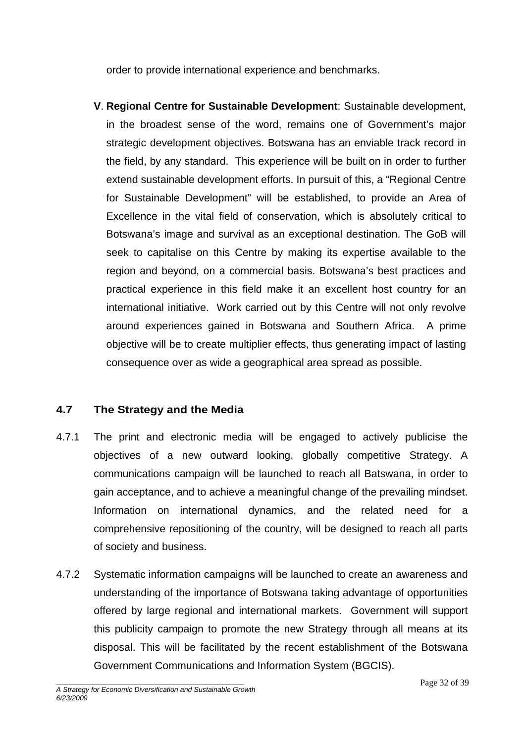order to provide international experience and benchmarks.

**V**. **Regional Centre for Sustainable Development**: Sustainable development, in the broadest sense of the word, remains one of Government's major strategic development objectives. Botswana has an enviable track record in the field, by any standard. This experience will be built on in order to further extend sustainable development efforts. In pursuit of this, a "Regional Centre for Sustainable Development" will be established, to provide an Area of Excellence in the vital field of conservation, which is absolutely critical to Botswana's image and survival as an exceptional destination. The GoB will seek to capitalise on this Centre by making its expertise available to the region and beyond, on a commercial basis. Botswana's best practices and practical experience in this field make it an excellent host country for an international initiative. Work carried out by this Centre will not only revolve around experiences gained in Botswana and Southern Africa. A prime objective will be to create multiplier effects, thus generating impact of lasting consequence over as wide a geographical area spread as possible.

## 4.7 The Strategy and the Media

4.7.1 The print and electronic media will be engaged to actively publicise the objectives of a new outward looking, globally competitive Strategy. A communications campaign will be launched to reach all Batswana, in order to gain acceptance, and to achieve a meaningful change of the prevailing mindset. Information on international dynamics, and the related need for a comprehensive repositioning of the country, will be designed to reach all parts of society and business.

4.7.2 Systematic information campaigns will be launched to create an awareness and understanding of the importance of Botswana taking advantage of opportunities offered by large regional and international markets. Government will support this publicity campaign to promote the new Strategy through all means at its disposal. This will be facilitated by the recent establishment of the Botswana Government Communications and Information System (BGCIS).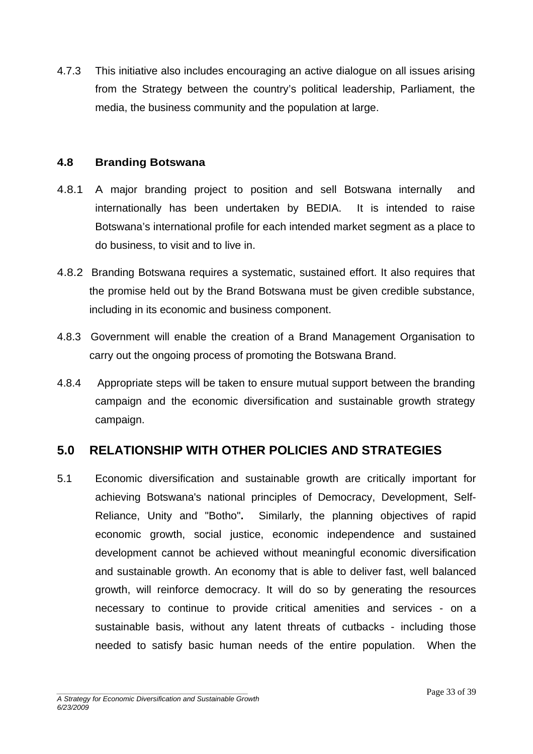4.7.3 This initiative also includes encouraging an active dialogue on all issues arising from the Strategy between the country's political leadership, Parliament, the media, the business community and the population at large.

### 4.8 Branding Botswana

4.8.1 A major branding project to position and sell Botswana internally and internationally has been undertaken by BEDIA. It is intended to raise Botswana's international profile for each intended market segment as a place to do business, to visit and to live in.

4.8.2 Branding Botswana requires a systematic, sustained effort. It also requires that the promise held out by the Brand Botswana must be given credible substance, including in its economic and business component.

4.8.3 Government will enable the creation of a Brand Management Organisation to carry out the ongoing process of promoting the Botswana Brand.

4.8.4 Appropriate steps will be taken to ensure mutual support between the branding campaign and the economic diversification and sustainable growth strategy campaign.

## 5.0 RELATIONSHIP WITH OTHER POLICIES AND STRATEGIES

5.1 Economic diversification and sustainable growth are critically important for achieving Botswana's national principles of Democracy, Development, Self-Reliance, Unity and "Botho"**.** Similarly, the planning objectives of rapid economic growth, social justice, economic independence and sustained development cannot be achieved without meaningful economic diversification and sustainable growth. An economy that is able to deliver fast, well balanced growth, will reinforce democracy. It will do so by generating the resources necessary to continue to provide critical amenities and services - on a sustainable basis, without any latent threats of cutbacks - including those needed to satisfy basic human needs of the entire population. When the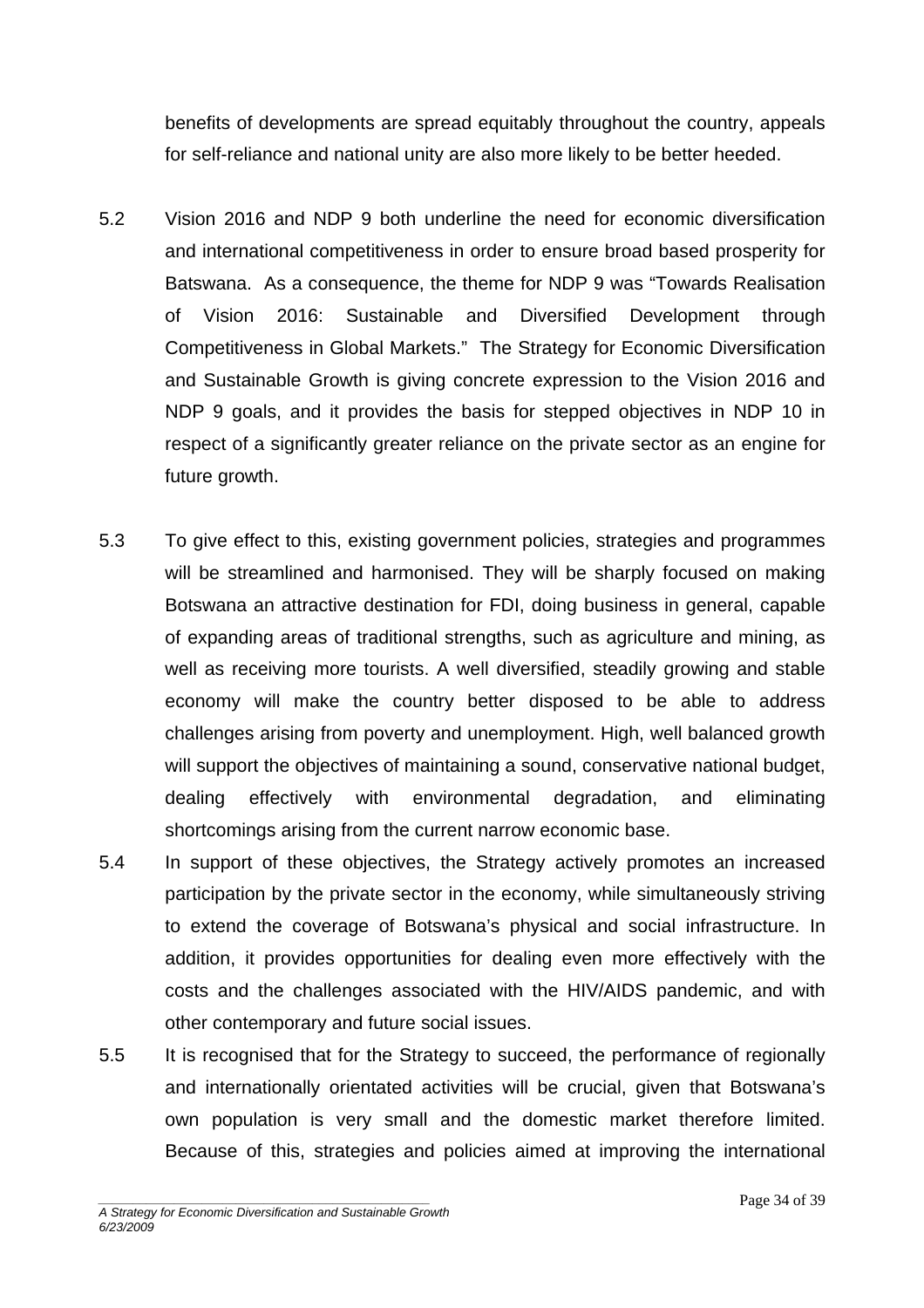benefits of developments are spread equitably throughout the country, appeals for self-reliance and national unity are also more likely to be better heeded.

5.2 Vision 2016 and NDP 9 both underline the need for economic diversification and international competitiveness in order to ensure broad based prosperity for Batswana. As a consequence, the theme for NDP 9 was "Towards Realisation of Vision 2016: Sustainable and Diversified Development through Competitiveness in Global Markets." The Strategy for Economic Diversification and Sustainable Growth is giving concrete expression to the Vision 2016 and NDP 9 goals, and it provides the basis for stepped objectives in NDP 10 in respect of a significantly greater reliance on the private sector as an engine for future growth.

5.3 To give effect to this, existing government policies, strategies and programmes will be streamlined and harmonised. They will be sharply focused on making Botswana an attractive destination for FDI, doing business in general, capable of expanding areas of traditional strengths, such as agriculture and mining, as well as receiving more tourists. A well diversified, steadily growing and stable economy will make the country better disposed to be able to address challenges arising from poverty and unemployment. High, well balanced growth will support the objectives of maintaining a sound, conservative national budget, dealing effectively with environmental degradation, and eliminating shortcomings arising from the current narrow economic base.

5.4 In support of these objectives, the Strategy actively promotes an increased participation by the private sector in the economy, while simultaneously striving to extend the coverage of Botswana's physical and social infrastructure. In addition, it provides opportunities for dealing even more effectively with the costs and the challenges associated with the HIV/AIDS pandemic, and with other contemporary and future social issues.

5.5 It is recognised that for the Strategy to succeed, the performance of regionally and internationally orientated activities will be crucial, given that Botswana's own population is very small and the domestic market therefore limited. Because of this, strategies and policies aimed at improving the international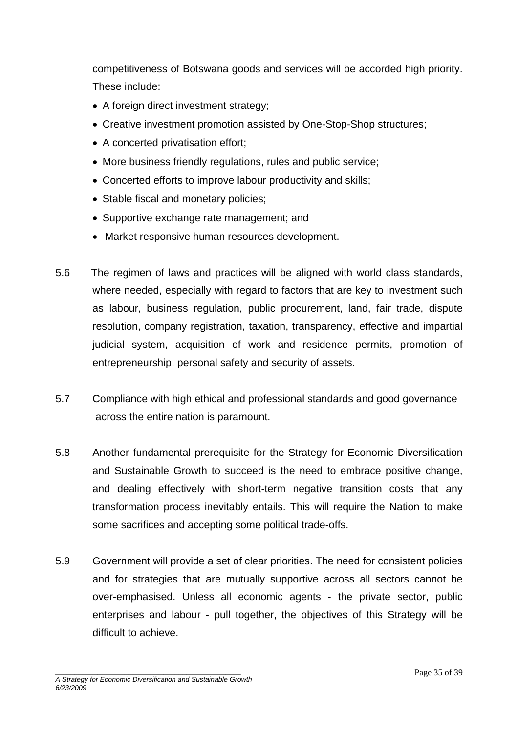competitiveness of Botswana goods and services will be accorded high priority. These include:

- A foreign direct investment strategy;
- Creative investment promotion assisted by One-Stop-Shop structures;
- A concerted privatisation effort;
- More business friendly regulations, rules and public service;
- Concerted efforts to improve labour productivity and skills;
- Stable fiscal and monetary policies;
- Supportive exchange rate management; and
- Market responsive human resources development.

5.6 The regimen of laws and practices will be aligned with world class standards, where needed, especially with regard to factors that are key to investment such as labour, business regulation, public procurement, land, fair trade, dispute resolution, company registration, taxation, transparency, effective and impartial judicial system, acquisition of work and residence permits, promotion of entrepreneurship, personal safety and security of assets.

5.7 Compliance with high ethical and professional standards and good governance across the entire nation is paramount.

5.8 Another fundamental prerequisite for the Strategy for Economic Diversification and Sustainable Growth to succeed is the need to embrace positive change, and dealing effectively with short-term negative transition costs that any transformation process inevitably entails. This will require the Nation to make some sacrifices and accepting some political trade-offs.

5.9 Government will provide a set of clear priorities. The need for consistent policies and for strategies that are mutually supportive across all sectors cannot be over-emphasised. Unless all economic agents - the private sector, public enterprises and labour - pull together, the objectives of this Strategy will be difficult to achieve.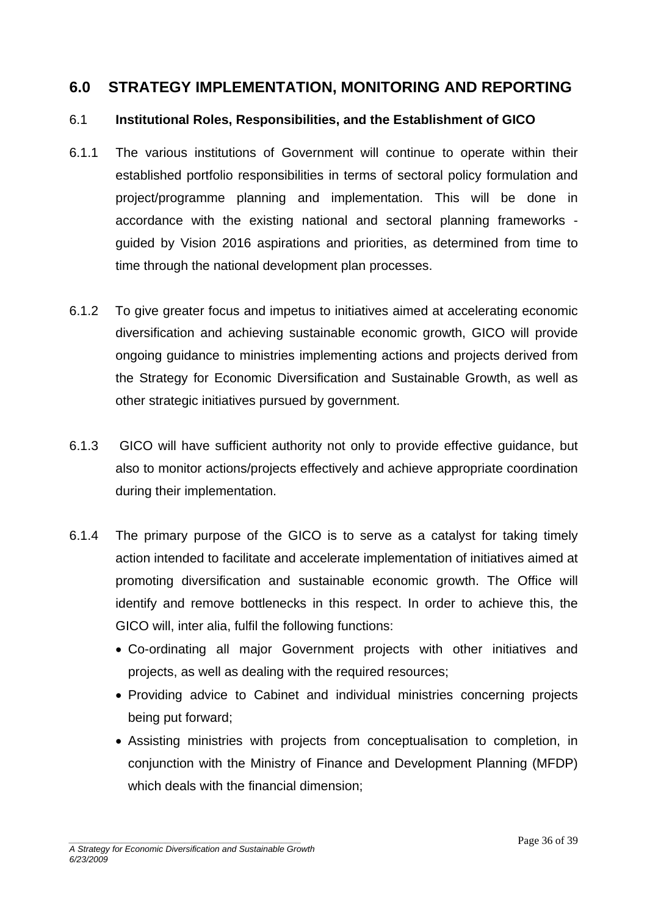## 6.0 STRATEGY IMPLEMENTATION, MONITORING AND REPORTING

### 6.1 Institutional Roles, Responsibilities, and the Establishment of GICO

6.1.1 The various institutions of Government will continue to operate within their established portfolio responsibilities in terms of sectoral policy formulation and project/programme planning and implementation. This will be done in accordance with the existing national and sectoral planning frameworks - guided by Vision 2016 aspirations and priorities, as determined from time to time through the national development plan processes.

6.1.2 To give greater focus and impetus to initiatives aimed at accelerating economic diversification and achieving sustainable economic growth, GICO will provide ongoing guidance to ministries implementing actions and projects derived from the Strategy for Economic Diversification and Sustainable Growth, as well as other strategic initiatives pursued by government.

6.1.3 GICO will have sufficient authority not only to provide effective guidance, but also to monitor actions/projects effectively and achieve appropriate coordination during their implementation.

6.1.4 The primary purpose of the GICO is to serve as a catalyst for taking timely action intended to facilitate and accelerate implementation of initiatives aimed at promoting diversification and sustainable economic growth. The Office will identify and remove bottlenecks in this respect. In order to achieve this, the GICO will, inter alia, fulfil the following functions:

- Co-ordinating all major Government projects with other initiatives and projects, as well as dealing with the required resources;
- Providing advice to Cabinet and individual ministries concerning projects being put forward;
- Assisting ministries with projects from conceptualisation to completion, in conjunction with the Ministry of Finance and Development Planning (MFDP) which deals with the financial dimension;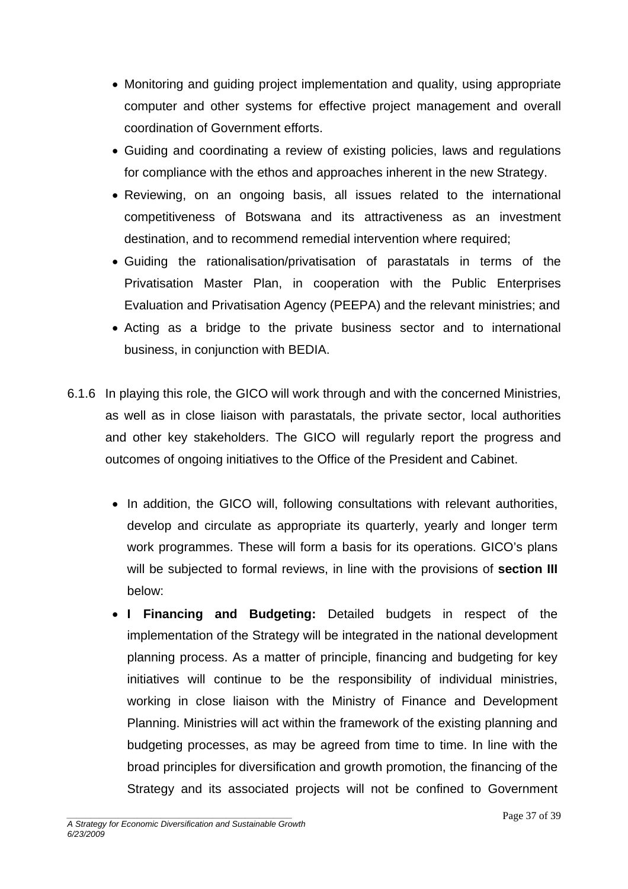- Monitoring and guiding project implementation and quality, using appropriate computer and other systems for effective project management and overall coordination of Government efforts.
- Guiding and coordinating a review of existing policies, laws and regulations for compliance with the ethos and approaches inherent in the new Strategy.
- Reviewing, on an ongoing basis, all issues related to the international competitiveness of Botswana and its attractiveness as an investment destination, and to recommend remedial intervention where required;
- Guiding the rationalisation/privatisation of parastatals in terms of the Privatisation Master Plan, in cooperation with the Public Enterprises Evaluation and Privatisation Agency (PEEPA) and the relevant ministries; and
- Acting as a bridge to the private business sector and to international business, in conjunction with BEDIA.

6.1.6 In playing this role, the GICO will work through and with the concerned Ministries, as well as in close liaison with parastatals, the private sector, local authorities and other key stakeholders. The GICO will regularly report the progress and outcomes of ongoing initiatives to the Office of the President and Cabinet.

- In addition, the GICO will, following consultations with relevant authorities, develop and circulate as appropriate its quarterly, yearly and longer term work programmes. These will form a basis for its operations. GICO's plans will be subjected to formal reviews, in line with the provisions of **section III** below:
- **I Financing and Budgeting:** Detailed budgets in respect of the implementation of the Strategy will be integrated in the national development planning process. As a matter of principle, financing and budgeting for key initiatives will continue to be the responsibility of individual ministries, working in close liaison with the Ministry of Finance and Development Planning. Ministries will act within the framework of the existing planning and budgeting processes, as may be agreed from time to time. In line with the broad principles for diversification and growth promotion, the financing of the Strategy and its associated projects will not be confined to Government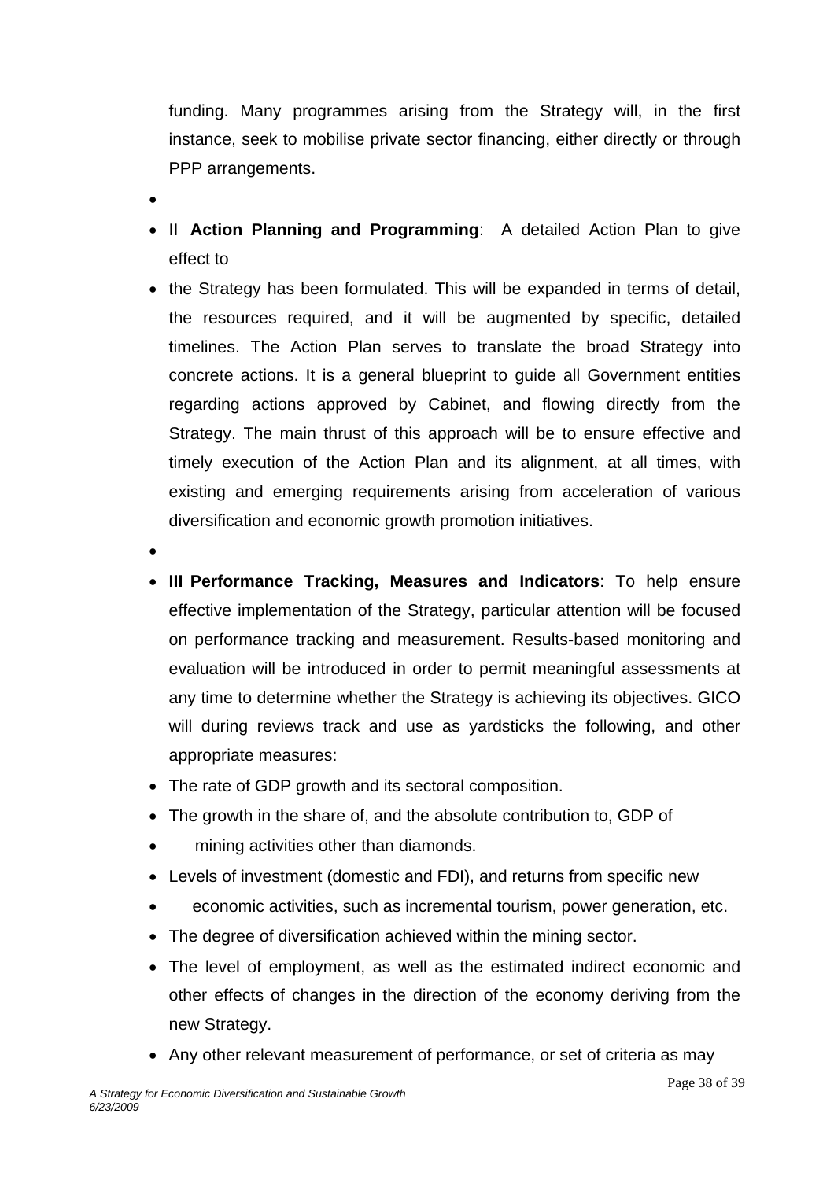funding. Many programmes arising from the Strategy will, in the first instance, seek to mobilise private sector financing, either directly or through PPP arrangements.

- II **Action Planning and Programming**: A detailed Action Plan to give effect to
- the Strategy has been formulated. This will be expanded in terms of detail, the resources required, and it will be augmented by specific, detailed timelines. The Action Plan serves to translate the broad Strategy into concrete actions. It is a general blueprint to guide all Government entities regarding actions approved by Cabinet, and flowing directly from the Strategy. The main thrust of this approach will be to ensure effective and timely execution of the Action Plan and its alignment, at all times, with existing and emerging requirements arising from acceleration of various diversification and economic growth promotion initiatives.

- **III Performance Tracking, Measures and Indicators**: To help ensure effective implementation of the Strategy, particular attention will be focused on performance tracking and measurement. Results-based monitoring and evaluation will be introduced in order to permit meaningful assessments at any time to determine whether the Strategy is achieving its objectives. GICO will during reviews track and use as yardsticks the following, and other appropriate measures:
- The rate of GDP growth and its sectoral composition.
- The growth in the share of, and the absolute contribution to, GDP of
- mining activities other than diamonds.
- Levels of investment (domestic and FDI), and returns from specific new
- economic activities, such as incremental tourism, power generation, etc.
- The degree of diversification achieved within the mining sector.
- The level of employment, as well as the estimated indirect economic and other effects of changes in the direction of the economy deriving from the new Strategy.
- Any other relevant measurement of performance, or set of criteria as may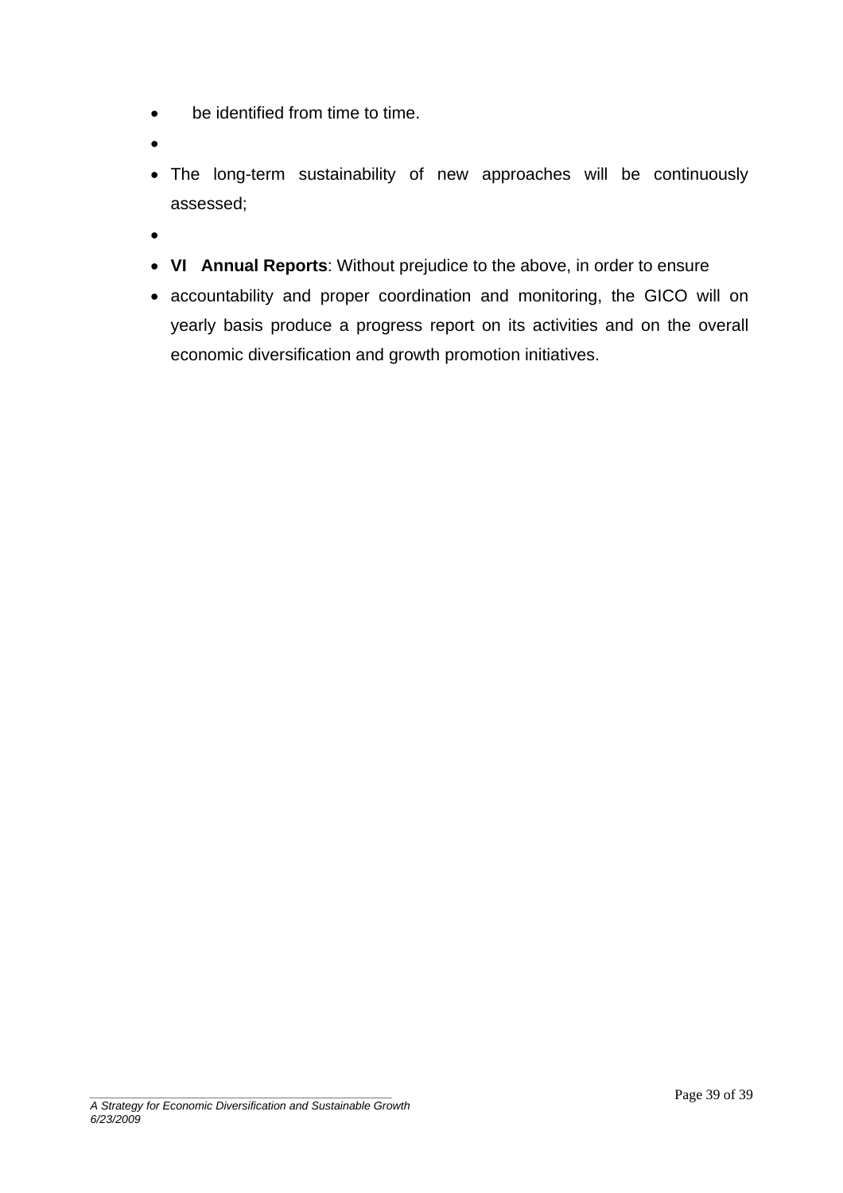- be identified from time to time.
- 
- The long-term sustainability of new approaches will be continuously assessed;
- 
- **VI Annual Reports**: Without prejudice to the above, in order to ensure
- accountability and proper coordination and monitoring, the GICO will on yearly basis produce a progress report on its activities and on the overall economic diversification and growth promotion initiatives.